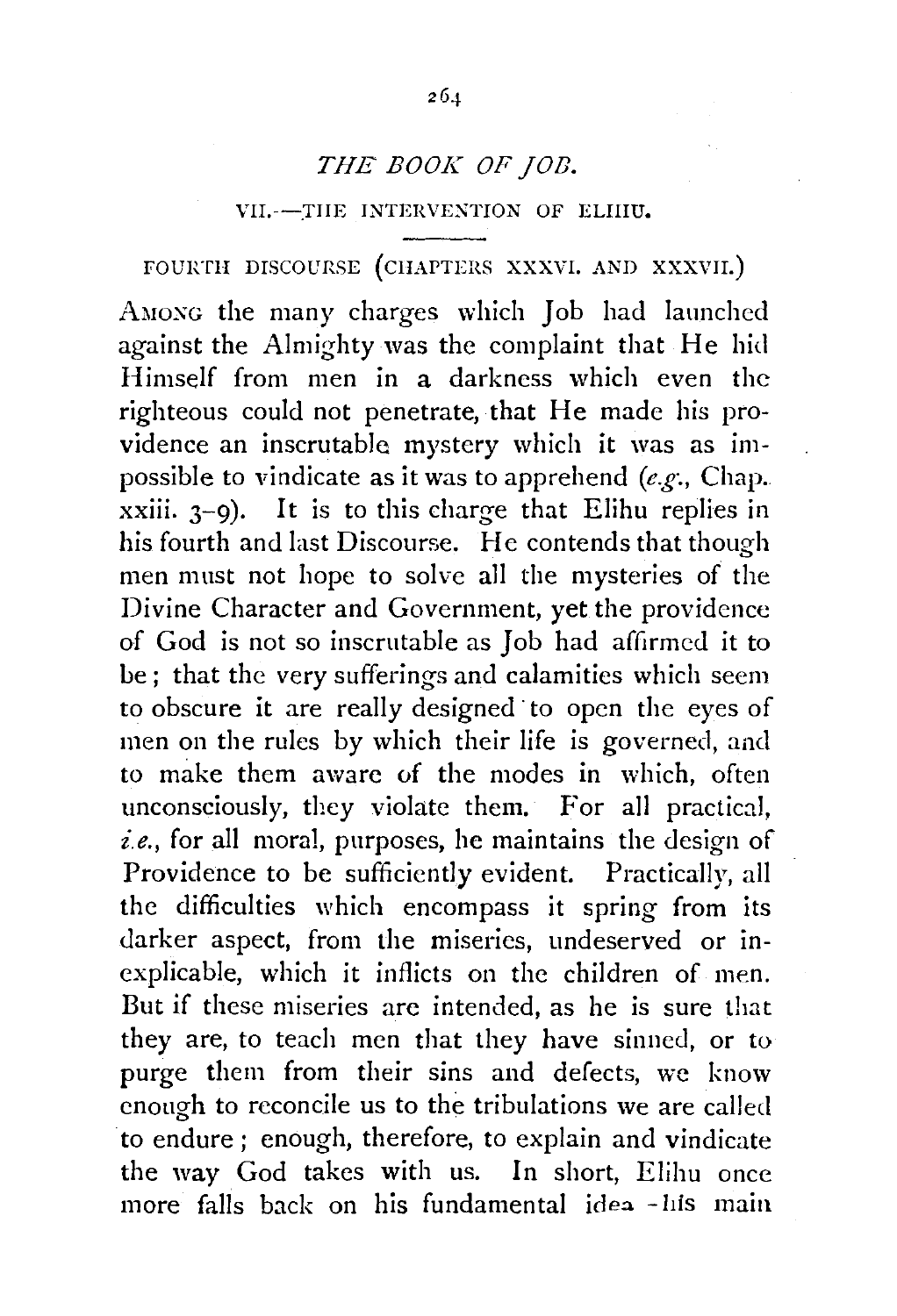# *THE BOOK OF JOB.*

## VII.—THE INTERVENTION OF ELIHU.

### FOURTH DISCOURSE (CHAPTERS XXXVI. AND XXXVII.)

AMONG the many charges which Job had launched against the Almighty was the complaint that He hid Himself from men in a darkness which even the righteous could not penetrate, that He made his providence an inscrutable mystery which it was as impossible to vindicate as it was to apprehend (*e.g.*, Chap. xxiii. 3–9). It is to this charge that Elihu replies in his fourth and last Discourse. He contends that though men must not hope to solve all the mysteries of the Divine Character and Government, yet the providence of God is not so inscrutable as Job had affirmed it to be; that the very sufferings and calamities which seem to obscure it are really designed to open the eyes of men on the rules by which their life is governed, and to make them aware of the modes in which, often unconsciously, they violate them. For all practical, *i.e.*, for all moral, purposes, he maintains the design of Providence to be sufficiently evident. Practically, all the difficulties which encompass it spring from its darker aspect, from the miseries, undeserved or inexplicable, which it inflicts on the children of men. But if these miseries are intended, as he is sure that they are, to teach men that they have sinned, or to purge them from their sins and defects, we know enough to reconcile us to the tribulations we are called to endure; enough, therefore, to explain and vindicate the way God takes with us. In short, Elihu once more falls back on his fundamental idea -his main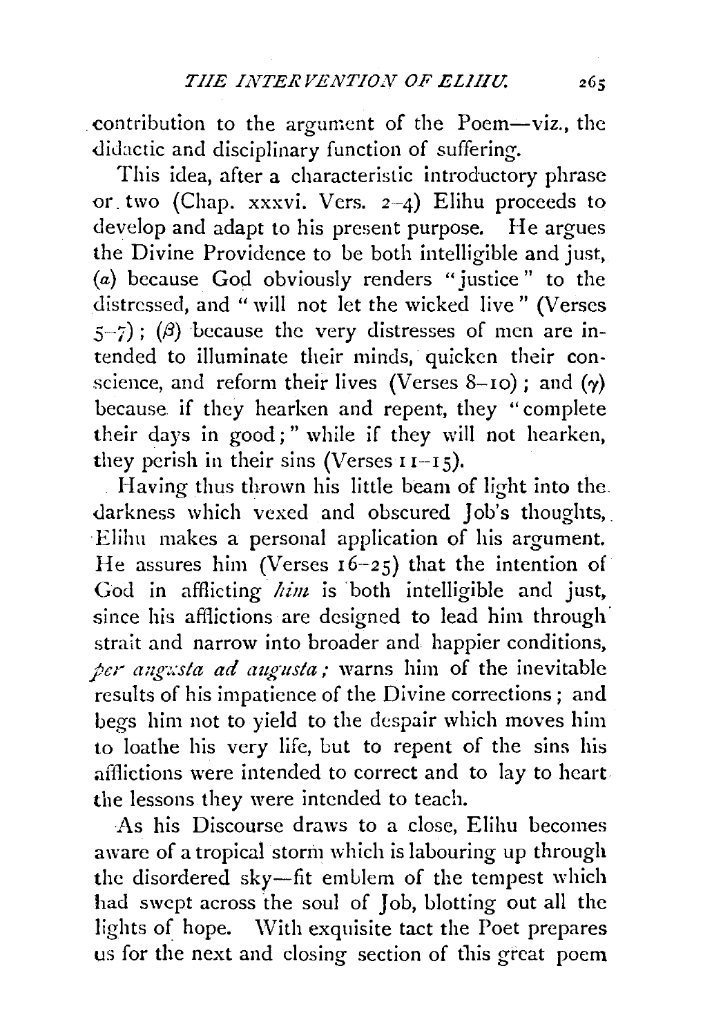contribution to the argument of the Poem—viz., the didactic and disciplinary function of suffering.

This idea, after a characteristic introductory phrase or two (Chap. xxxvi. Vers. 2–4) Elihu proceeds to develop and adapt to his present purpose. He argues the Divine Providence to be both intelligible and just, (*a*) because God obviously renders "justice" to the distressed, and "will not let the wicked live" (Verses 5–7); ($\beta$) because the very distresses of men are intended to illuminate their minds, quicken their conscience, and reform their lives (Verses 8–10); and ($\gamma$) because if they hearken and repent, they "complete their days in good;" while if they will not hearken, they perish in their sins (Verses 11–15).

Having thus thrown his little beam of light into the darkness which vexed and obscured Job's thoughts, Elihu makes a personal application of his argument. He assures him (Verses 16–25) that the intention of God in afflicting *him* is both intelligible and just, since his afflictions are designed to lead him through strait and narrow into broader and happier conditions, *per angusta ad augusta;* warns him of the inevitable results of his impatience of the Divine corrections; and begs him not to yield to the despair which moves him to loathe his very life, but to repent of the sins his afflictions were intended to correct and to lay to heart the lessons they were intended to teach.

As his Discourse draws to a close, Elihu becomes aware of a tropical storm which is labouring up through the disordered sky—fit emblem of the tempest which had swept across the soul of Job, blotting out all the lights of hope. With exquisite tact the Poet prepares us for the next and closing section of this great poem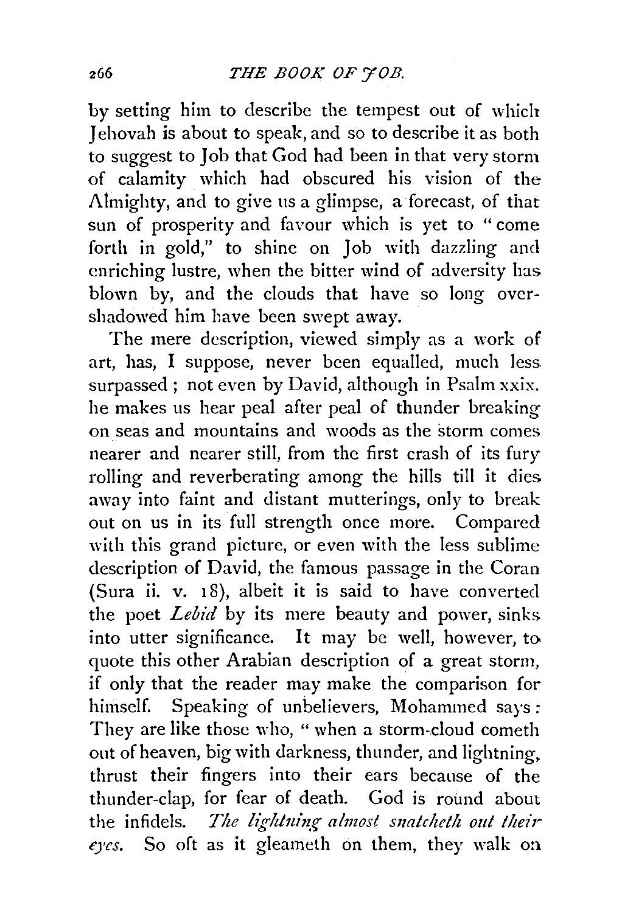by setting him to describe the tempest out of which Jehovah is about to speak, and so to describe it as both to suggest to Job that God had been in that very storm of calamity which had obscured his vision of the Almighty, and to give us a glimpse, a forecast, of that sun of prosperity and favour which is yet to "come forth in gold," to shine on Job with dazzling and enriching lustre, when the bitter wind of adversity has blown by, and the clouds that have so long overshadowed him have been swept away.

The mere description, viewed simply as a work of art, has, I suppose, never been equalled, much less surpassed; not even by David, although in Psalm xxix. he makes us hear peal after peal of thunder breaking on seas and mountains and woods as the storm comes nearer and nearer still, from the first crash of its fury rolling and reverberating among the hills till it dies away into faint and distant mutterings, only to break out on us in its full strength once more. Compared with this grand picture, or even with the less sublime description of David, the famous passage in the Coran (Sura ii. v. 18), albeit it is said to have converted the poet *Lebid* by its mere beauty and power, sinks into utter significance. It may be well, however, to quote this other Arabian description of a great storm, if only that the reader may make the comparison for himself. Speaking of unbelievers, Mohammed says: They are like those who, "when a storm-cloud cometh out of heaven, big with darkness, thunder, and lightning, thrust their fingers into their ears because of the thunder-clap, for fear of death. God is round about the infidels. *The lightning almost snatcheth out their eyes.* So oft as it gleameth on them, they walk on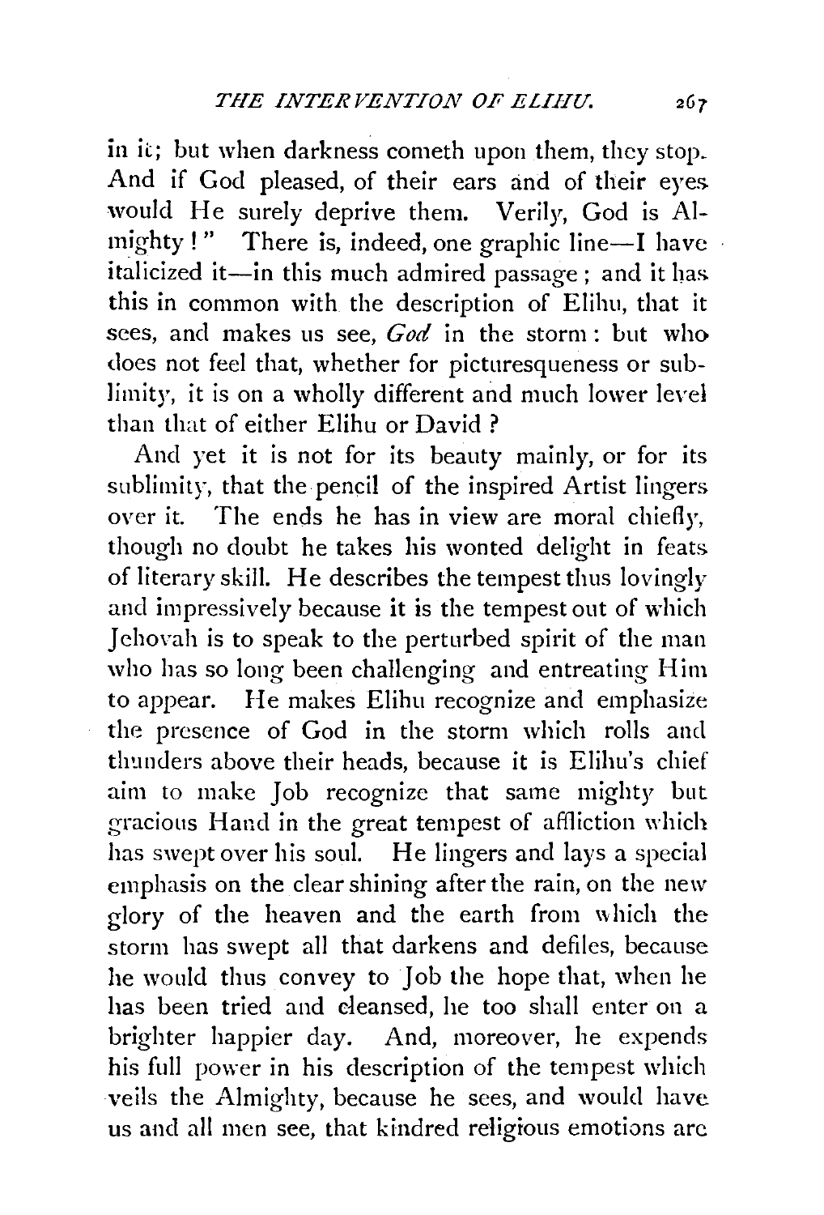in it; but when darkness cometh upon them, they stop. And if God pleased, of their ears and of their eyes would He surely deprive them. Verily, God is Almighty!" There is, indeed, one graphic line—I have italicized it—in this much admired passage; and it has this in common with the description of Elihu, that it sees, and makes us see, *God* in the storm: but who does not feel that, whether for picturesqueness or sublimity, it is on a wholly different and much lower level than that of either Elihu or David?

And yet it is not for its beauty mainly, or for its sublimity, that the pencil of the inspired Artist lingers over it. The ends he has in view are moral chiefly, though no doubt he takes his wonted delight in feats of literary skill. He describes the tempest thus lovingly and impressively because it is the tempest out of which Jehovah is to speak to the perturbed spirit of the man who has so long been challenging and entreating Him to appear. He makes Elihu recognize and emphasize the presence of God in the storm which rolls and thunders above their heads, because it is Elihu's chief aim to make Job recognize that same mighty but gracious Hand in the great tempest of affliction which has swept over his soul. He lingers and lays a special emphasis on the clear shining after the rain, on the new glory of the heaven and the earth from which the storm has swept all that darkens and defiles, because he would thus convey to Job the hope that, when he has been tried and cleansed, he too shall enter on a brighter happier day. And, moreover, he expends his full power in his description of the tempest which veils the Almighty, because he sees, and would have us and all men see, that kindred religious emotions are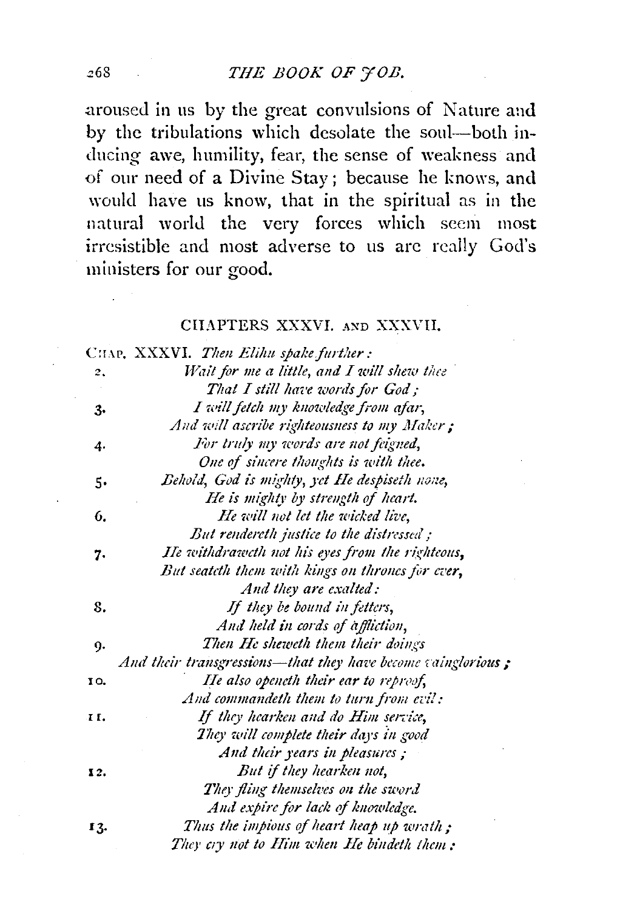aroused in us by the great convulsions of Nature and by the tribulations which desolate the soul—both inducing awe, humility, fear, the sense of weakness and of our need of a Divine Stay; because he knows, and would have us know, that in the spiritual as in the natural world the very forces which seem most irresistible and most adverse to us are really God's ministers for our good.

## CHAPTERS XXXVI. AND XXXVII.

CHAP. XXXVI. *Then Elihu spake further:*

2. *Wait for me a little, and I will shew thee*
   *That I still have words for God;*
3. *I will fetch my knowledge from afar,*
   *And will ascribe righteousness to my Maker;*
4. *For truly my words are not feigned,*
   *One of sincere thoughts is with thee.*
5. *Behold, God is mighty, yet He despiseth none,*
   *He is mighty by strength of heart.*
6. *He will not let the wicked live,*
   *But rendereth justice to the distressed;*
7. *He withdraweth not his eyes from the righteous,*
   *But seateth them with kings on thrones for ever,*
   *And they are exalted:*
8. *If they be bound in fetters,*
   *And held in cords of affliction,*
9. *Then He sheweth them their doings*
   *And their transgressions—that they have become vainglorious;*
10. *He also openeth their ear to reproof,*
    *And commandeth them to turn from evil:*
11. *If they hearken and do Him service,*
    *They will complete their days in good*
    *And their years in pleasures;*
12. *But if they hearken not,*
    *They fling themselves on the sword*
    *And expire for lack of knowledge.*
13. *Thus the impious of heart heap up wrath;*
    *They cry not to Him when He bindeth them:*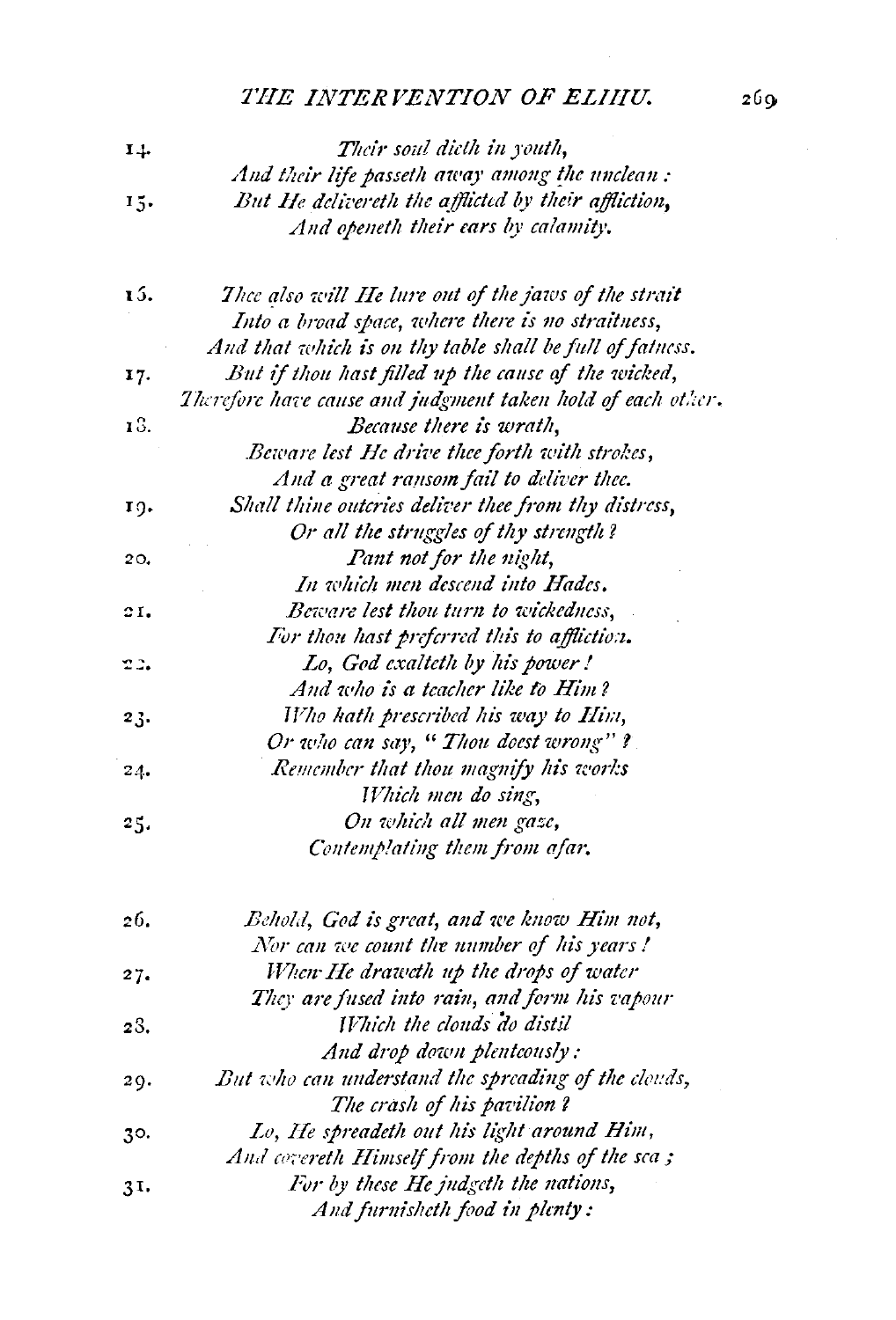14. *Their soul dieth in youth,*
*And their life passeth away among the unclean :*

15. *But He delivereth the afflicted by their affliction,*
*And openeth their ears by calamity.*

16. *Thee also will He lure out of the jaws of the strait*
*Into a broad space, where there is no straitness,*
*And that which is on thy table shall be full of fatness.*

17. *But if thou hast filled up the cause of the wicked,*
*Therefore have cause and judgment taken hold of each other.*

18. *Because there is wrath,*
*Beware lest He drive thee forth with strokes,*
*And a great ransom fail to deliver thee.*

19. *Shall thine outcries deliver thee from thy distress,*
*Or all the struggles of thy strength ?*

20. *Pant not for the night,*
*In which men descend into Hades.*

21. *Beware lest thou turn to wickedness,*
*For thou hast preferred this to affliction.*

22. *Lo, God exalteth by his power !*
*And who is a teacher like to Him ?*

23. *Who hath prescribed his way to Him,*
*Or who can say, " Thou doest wrong" ?*

24. *Remember that thou magnify his works*
*Which men do sing,*

25. *On which all men gaze,*
*Contemplating them from afar.*

26. *Behold, God is great, and we know Him not,*
*Nor can we count the number of his years !*

27. *When He draweth up the drops of water*
*They are fused into rain, and form his vapour*

28. *Which the clouds do distil*
*And drop down plenteously :*

29. *But who can understand the spreading of the clouds,*
*The crash of his pavilion ?*

30. *Lo, He spreadeth out his light around Him,*
*And covereth Himself from the depths of the sea ;*

31. *For by these He judgeth the nations,*
*And furnisheth food in plenty :*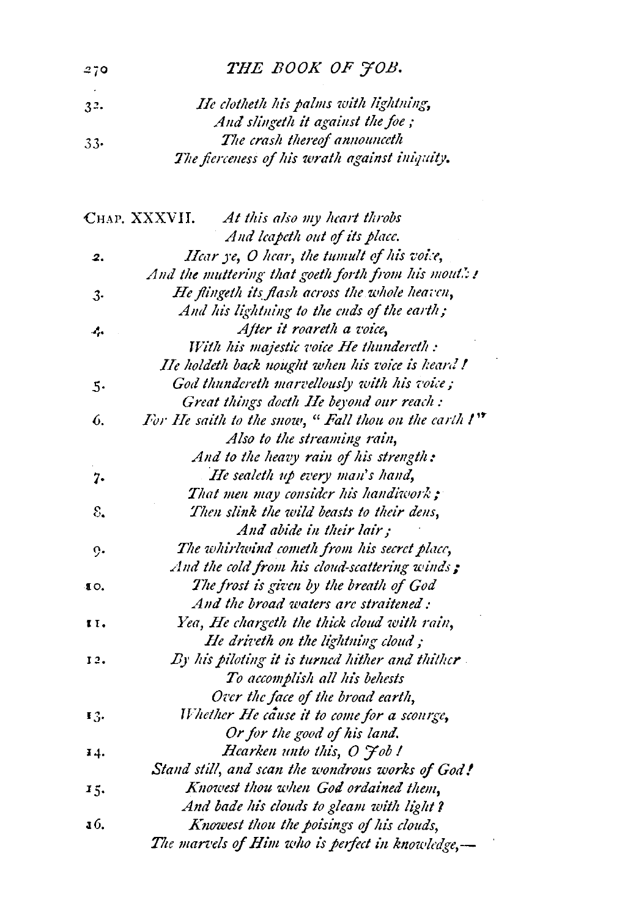32. *He clotheth his palms with lightning,*
*And slingeth it against the foe;*

33. *The crash thereof announceth*
*The fierceness of his wrath against iniquity.*

CHAP. XXXVII. *At this also my heart throbs*
*And leapeth out of its place.*

2. *Hear ye, O hear, the tumult of his voice,*
*And the muttering that goeth forth from his mouth!*

3. *He flingeth its flash across the whole heaven,*
*And his lightning to the ends of the earth;*

4. *After it roareth a voice,*
*With his majestic voice He thundereth:*
*He holdeth back nought when his voice is heard!*

5. *God thundereth marvellously with his voice;*
*Great things doeth He beyond our reach:*

6. *For He saith to the snow, "Fall thou on the earth!"*
*Also to the streaming rain,*
*And to the heavy rain of his strength:*

7. *He sealeth up every man's hand,*
*That men may consider his handiwork;*

8. *Then slink the wild beasts to their dens,*
*And abide in their lair;*

9. *The whirlwind cometh from his secret place,*
*And the cold from his cloud-scattering winds;*

10. *The frost is given by the breath of God*
*And the broad waters are straitened:*

11. *Yea, He chargeth the thick cloud with rain,*
*He driveth on the lightning cloud;*

12. *By his piloting it is turned hither and thither*
*To accomplish all his behests*
*Over the face of the broad earth,*

13. *Whether He cause it to come for a scourge,*
*Or for the good of his land.*

14. *Hearken unto this, O Job!*
*Stand still, and scan the wondrous works of God!*

15. *Knowest thou when God ordained them,*
*And bade his clouds to gleam with light?*

16. *Knowest thou the poisings of his clouds,*
*The marvels of Him who is perfect in knowledge,—*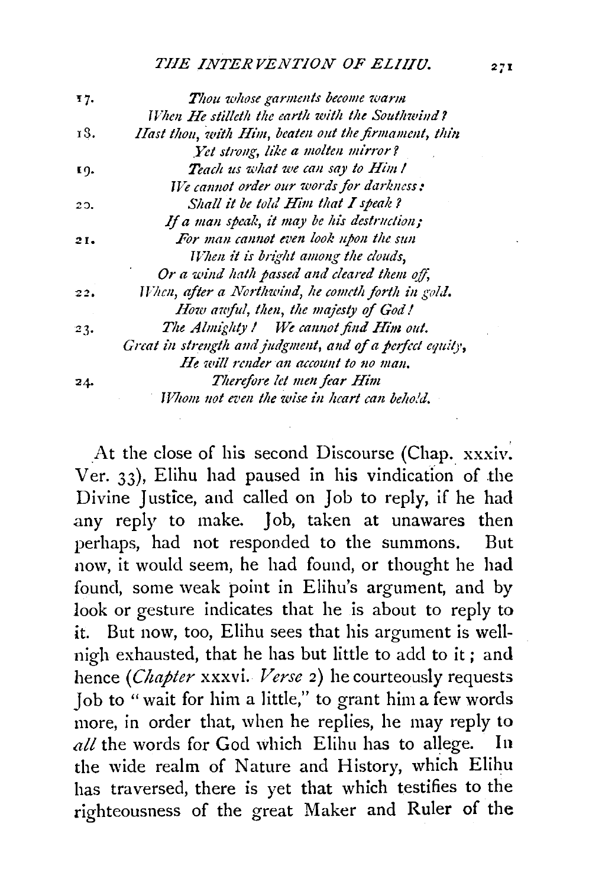17. *Thou whose garments become warm*
*When He stilleth the earth with the Southwind?*

18. *Hast thou, with Him, beaten out the firmament, thin*
*Yet strong, like a molten mirror?*

19. *Teach us what we can say to Him!*
*We cannot order our words for darkness:*

20. *Shall it be told Him that I speak?*
*If a man speak, it may be his destruction;*

21. *For man cannot even look upon the sun*
*When it is bright among the clouds,*
*Or a wind hath passed and cleared them off,*

22. *When, after a Northwind, he cometh forth in gold.*
*How awful, then, the majesty of God!*

23. *The Almighty! We cannot find Him out.*
*Great in strength and judgment, and of a perfect equity,*
*He will render an account to no man.*

24. *Therefore let men fear Him*
*Whom not even the wise in heart can behold.*

At the close of his second Discourse (Chap. xxxiv. Ver. 33), Elihu had paused in his vindication of the Divine Justice, and called on Job to reply, if he had any reply to make. Job, taken at unawares then perhaps, had not responded to the summons. But now, it would seem, he had found, or thought he had found, some weak point in Elihu's argument, and by look or gesture indicates that he is about to reply to it. But now, too, Elihu sees that his argument is well-nigh exhausted, that he has but little to add to it; and hence (*Chapter* xxxvi. *Verse* 2) he courteously requests Job to "wait for him a little," to grant him a few words more, in order that, when he replies, he may reply to *all* the words for God which Elihu has to allege. In the wide realm of Nature and History, which Elihu has traversed, there is yet that which testifies to the righteousness of the great Maker and Ruler of the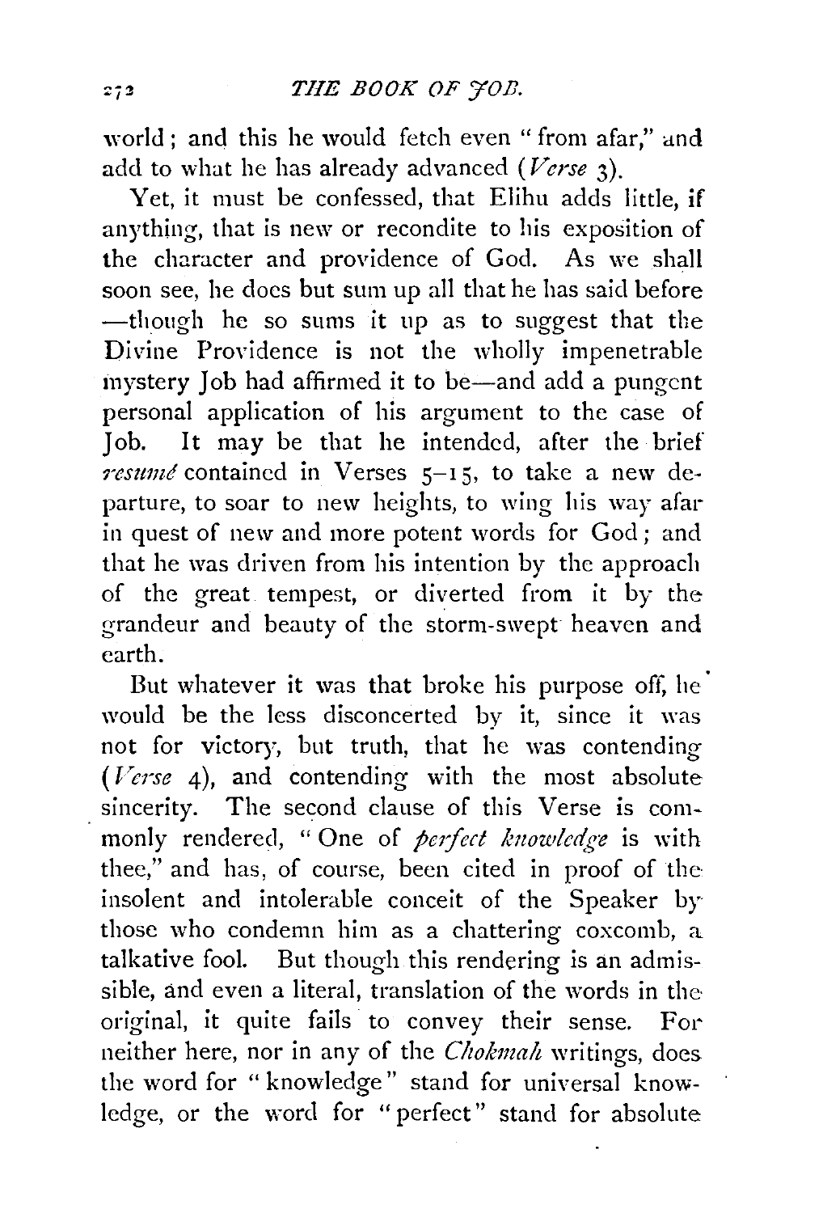world; and this he would fetch even "from afar," and add to what he has already advanced (*Verse* 3).

Yet, it must be confessed, that Elihu adds little, if anything, that is new or recondite to his exposition of the character and providence of God. As we shall soon see, he does but sum up all that he has said before —though he so sums it up as to suggest that the Divine Providence is not the wholly impenetrable mystery Job had affirmed it to be—and add a pungent personal application of his argument to the case of Job. It may be that he intended, after the brief *resumé* contained in Verses 5–15, to take a new departure, to soar to new heights, to wing his way afar in quest of new and more potent words for God; and that he was driven from his intention by the approach of the great tempest, or diverted from it by the grandeur and beauty of the storm-swept heaven and earth.

But whatever it was that broke his purpose off, he would be the less disconcerted by it, since it was not for victory, but truth, that he was contending (*Verse* 4), and contending with the most absolute sincerity. The second clause of this Verse is commonly rendered, "One of *perfect knowledge* is with thee," and has, of course, been cited in proof of the insolent and intolerable conceit of the Speaker by those who condemn him as a chattering coxcomb, a talkative fool. But though this rendering is an admissible, and even a literal, translation of the words in the original, it quite fails to convey their sense. For neither here, nor in any of the *Chokmah* writings, does the word for "knowledge" stand for universal knowledge, or the word for "perfect" stand for absolute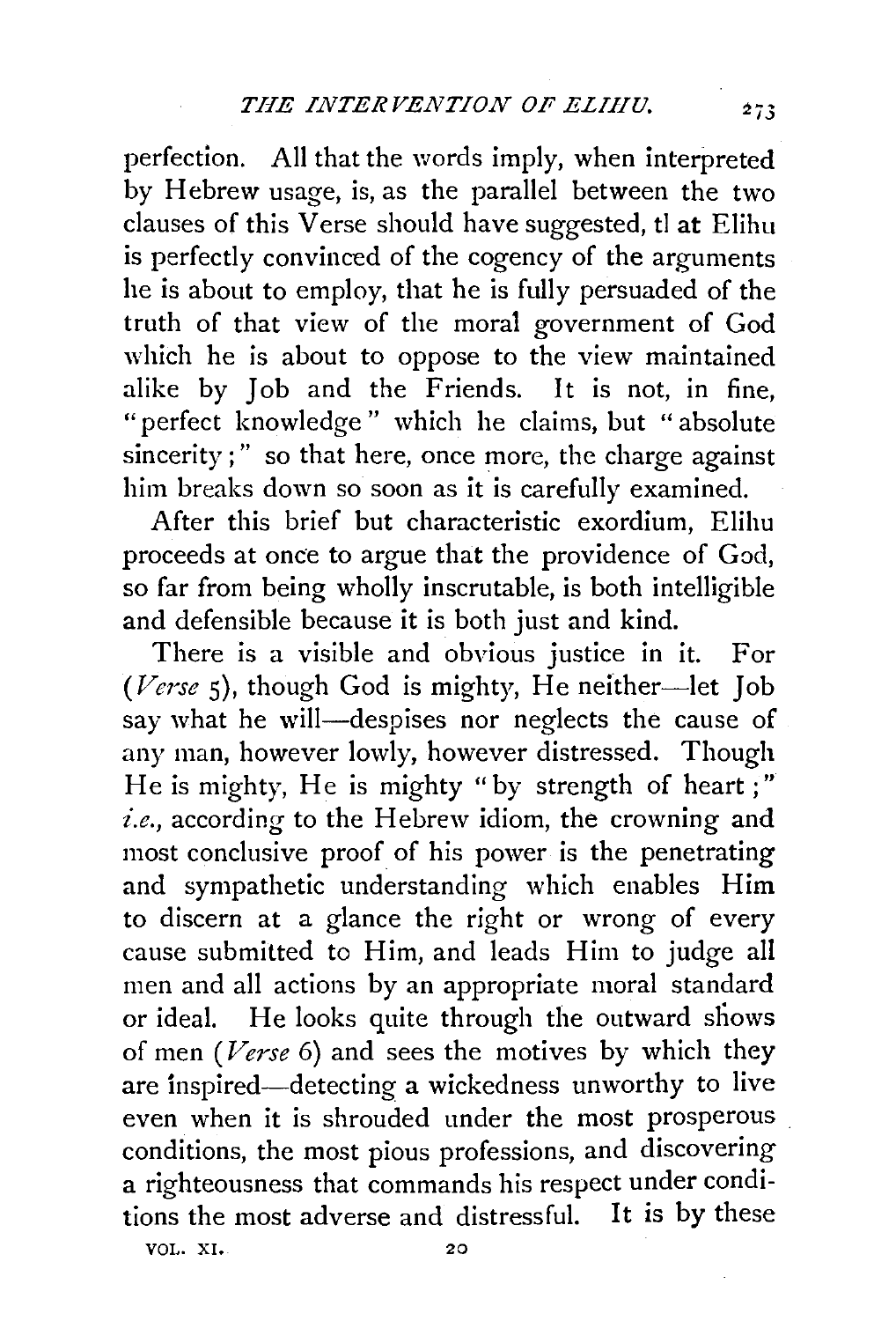perfection. All that the words imply, when interpreted by Hebrew usage, is, as the parallel between the two clauses of this Verse should have suggested, tl at Elihu is perfectly convinced of the cogency of the arguments he is about to employ, that he is fully persuaded of the truth of that view of the moral government of God which he is about to oppose to the view maintained alike by Job and the Friends. It is not, in fine, "perfect knowledge" which he claims, but "absolute sincerity;" so that here, once more, the charge against him breaks down so soon as it is carefully examined.

After this brief but characteristic exordium, Elihu proceeds at once to argue that the providence of God, so far from being wholly inscrutable, is both intelligible and defensible because it is both just and kind.

There is a visible and obvious justice in it. For (*Verse* 5), though God is mighty, He neither—let Job say what he will—despises nor neglects the cause of any man, however lowly, however distressed. Though He is mighty, He is mighty "by strength of heart;" *i.e.*, according to the Hebrew idiom, the crowning and most conclusive proof of his power is the penetrating and sympathetic understanding which enables Him to discern at a glance the right or wrong of every cause submitted to Him, and leads Him to judge all men and all actions by an appropriate moral standard or ideal. He looks quite through the outward shows of men (*Verse* 6) and sees the motives by which they are inspired—detecting a wickedness unworthy to live even when it is shrouded under the most prosperous conditions, the most pious professions, and discovering a righteousness that commands his respect under conditions the most adverse and distressful. It is by these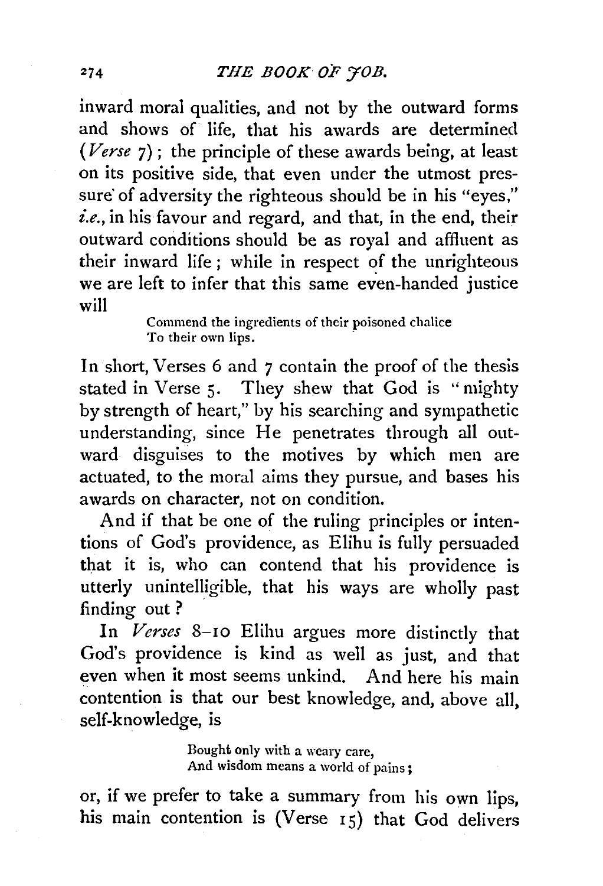inward moral qualities, and not by the outward forms and shows of life, that his awards are determined (*Verse* 7); the principle of these awards being, at least on its positive side, that even under the utmost pressure of adversity the righteous should be in his "eyes," *i.e.*, in his favour and regard, and that, in the end, their outward conditions should be as royal and affluent as their inward life; while in respect of the unrighteous we are left to infer that this same even-handed justice will

> Commend the ingredients of their poisoned chalice
> To their own lips.

In short, Verses 6 and 7 contain the proof of the thesis stated in Verse 5. They shew that God is "mighty by strength of heart," by his searching and sympathetic understanding, since He penetrates through all outward disguises to the motives by which men are actuated, to the moral aims they pursue, and bases his awards on character, not on condition.

And if that be one of the ruling principles or intentions of God's providence, as Elihu is fully persuaded that it is, who can contend that his providence is utterly unintelligible, that his ways are wholly past finding out?

In *Verses* 8–10 Elihu argues more distinctly that God's providence is kind as well as just, and that even when it most seems unkind. And here his main contention is that our best knowledge, and, above all, self-knowledge, is

> Bought only with a weary care,
> And wisdom means a world of pains;

or, if we prefer to take a summary from his own lips, his main contention is (Verse 15) that God delivers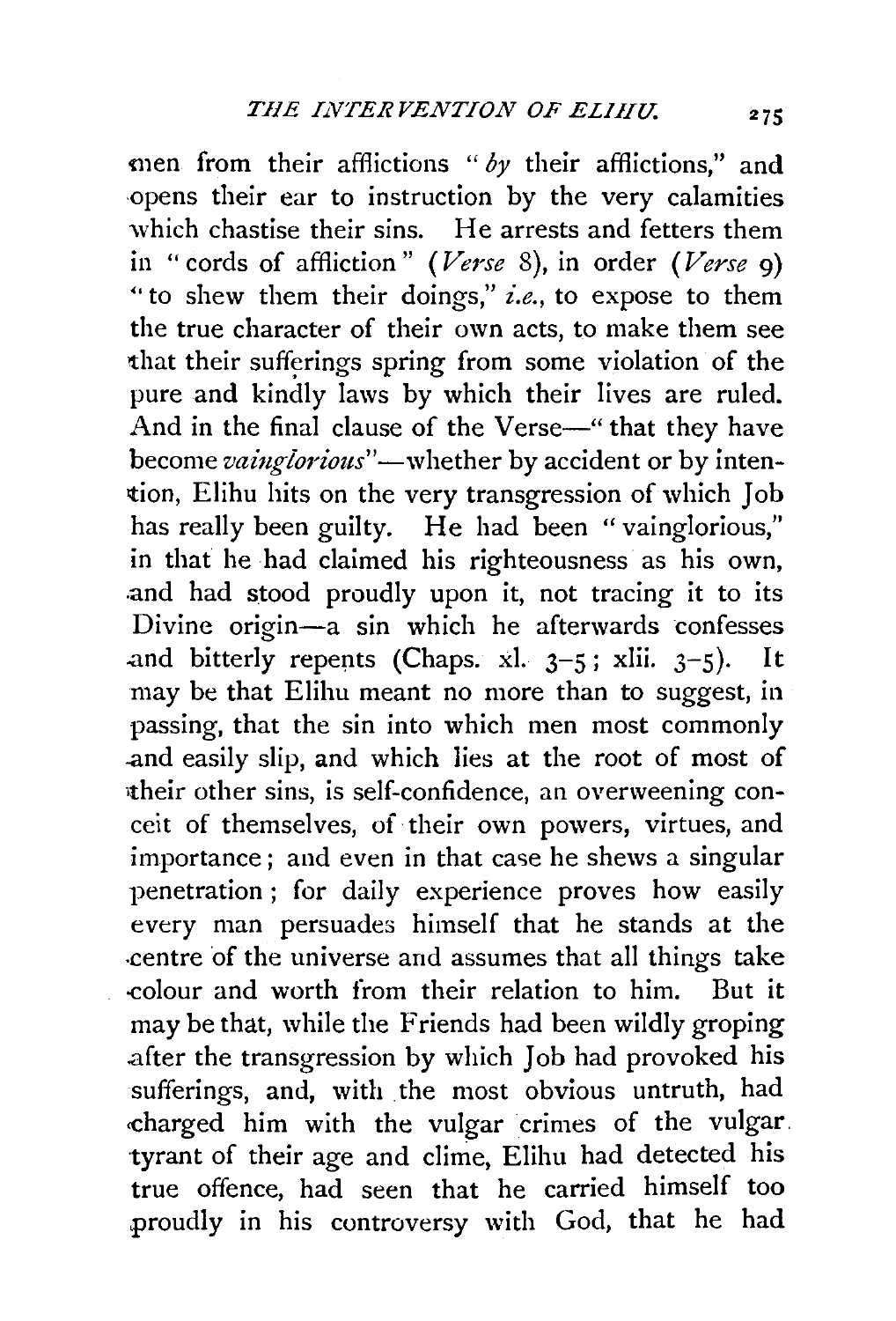men from their afflictions "*by* their afflictions," and opens their ear to instruction by the very calamities which chastise their sins. He arrests and fetters them in "cords of affliction" (*Verse* 8), in order (*Verse* 9) "to shew them their doings," *i.e.*, to expose to them the true character of their own acts, to make them see that their sufferings spring from some violation of the pure and kindly laws by which their lives are ruled. And in the final clause of the Verse—"that they have become *vainglorious*"—whether by accident or by intention, Elihu hits on the very transgression of which Job has really been guilty. He had been "vainglorious," in that he had claimed his righteousness as his own, and had stood proudly upon it, not tracing it to its Divine origin—a sin which he afterwards confesses and bitterly repents (Chaps. xl. 3–5; xlii. 3–5). It may be that Elihu meant no more than to suggest, in passing, that the sin into which men most commonly and easily slip, and which lies at the root of most of their other sins, is self-confidence, an overweening conceit of themselves, of their own powers, virtues, and importance; and even in that case he shews a singular penetration; for daily experience proves how easily every man persuades himself that he stands at the centre of the universe and assumes that all things take colour and worth from their relation to him. But it may be that, while the Friends had been wildly groping after the transgression by which Job had provoked his sufferings, and, with the most obvious untruth, had charged him with the vulgar crimes of the vulgar tyrant of their age and clime, Elihu had detected his true offence, had seen that he carried himself too proudly in his controversy with God, that he had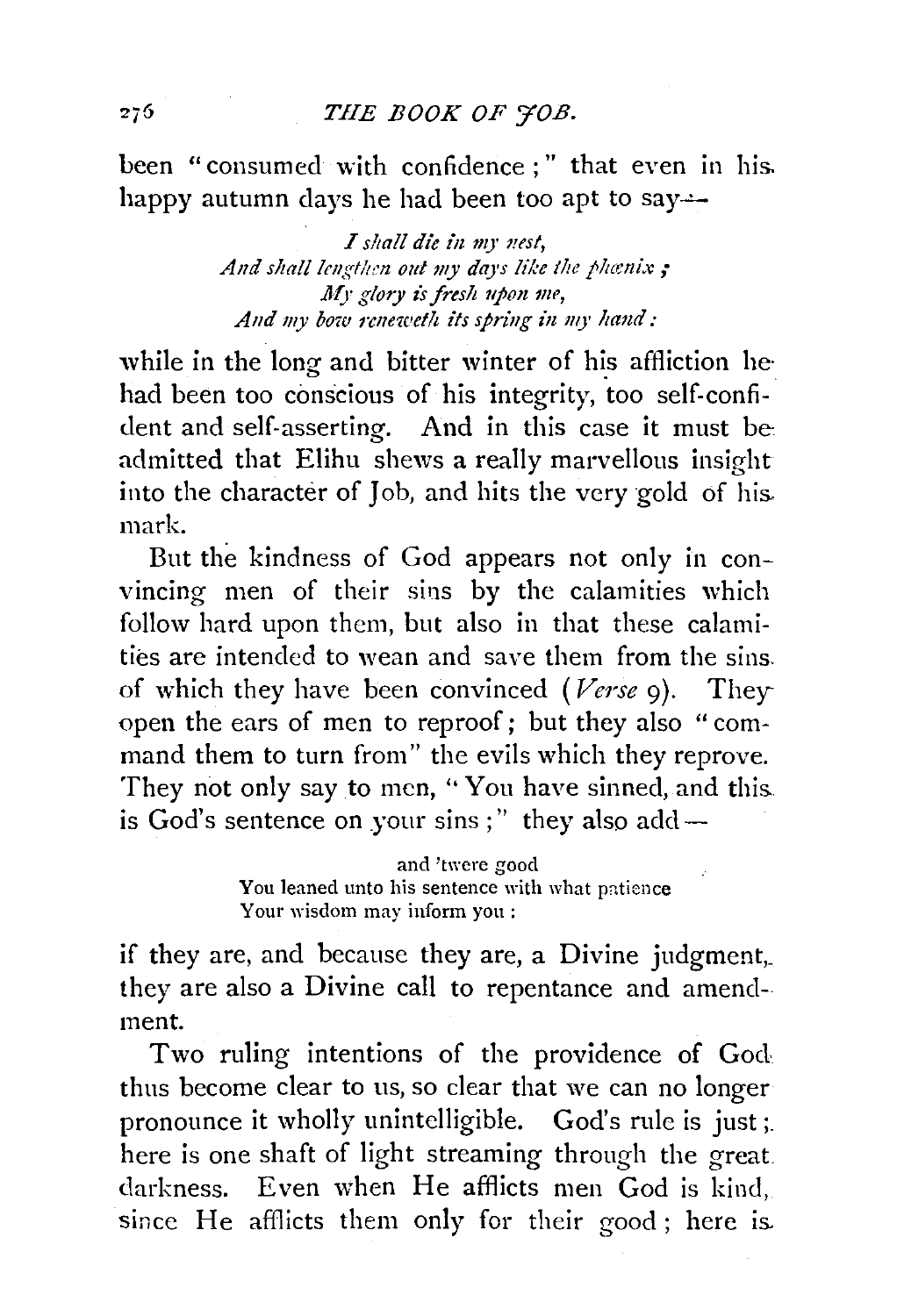been "consumed with confidence;" that even in his happy autumn days he had been too apt to say—

> *I shall die in my nest,*
> *And shall lengthen out my days like the phœnix;*
> *My glory is fresh upon me,*
> *And my bow reneweth its spring in my hand:*

while in the long and bitter winter of his affliction he had been too conscious of his integrity, too self-confident and self-asserting. And in this case it must be admitted that Elihu shews a really marvellous insight into the character of Job, and hits the very gold of his mark.

But the kindness of God appears not only in convincing men of their sins by the calamities which follow hard upon them, but also in that these calamities are intended to wean and save them from the sins of which they have been convinced (*Verse* 9). They open the ears of men to reproof; but they also "command them to turn from" the evils which they reprove. They not only say to men, "You have sinned, and this is God's sentence on your sins;" they also add—

> and 'twere good
> You leaned unto his sentence with what patience
> Your wisdom may inform you:

if they are, and because they are, a Divine judgment, they are also a Divine call to repentance and amendment.

Two ruling intentions of the providence of God thus become clear to us, so clear that we can no longer pronounce it wholly unintelligible. God's rule is just; here is one shaft of light streaming through the great darkness. Even when He afflicts men God is kind, since He afflicts them only for their good; here is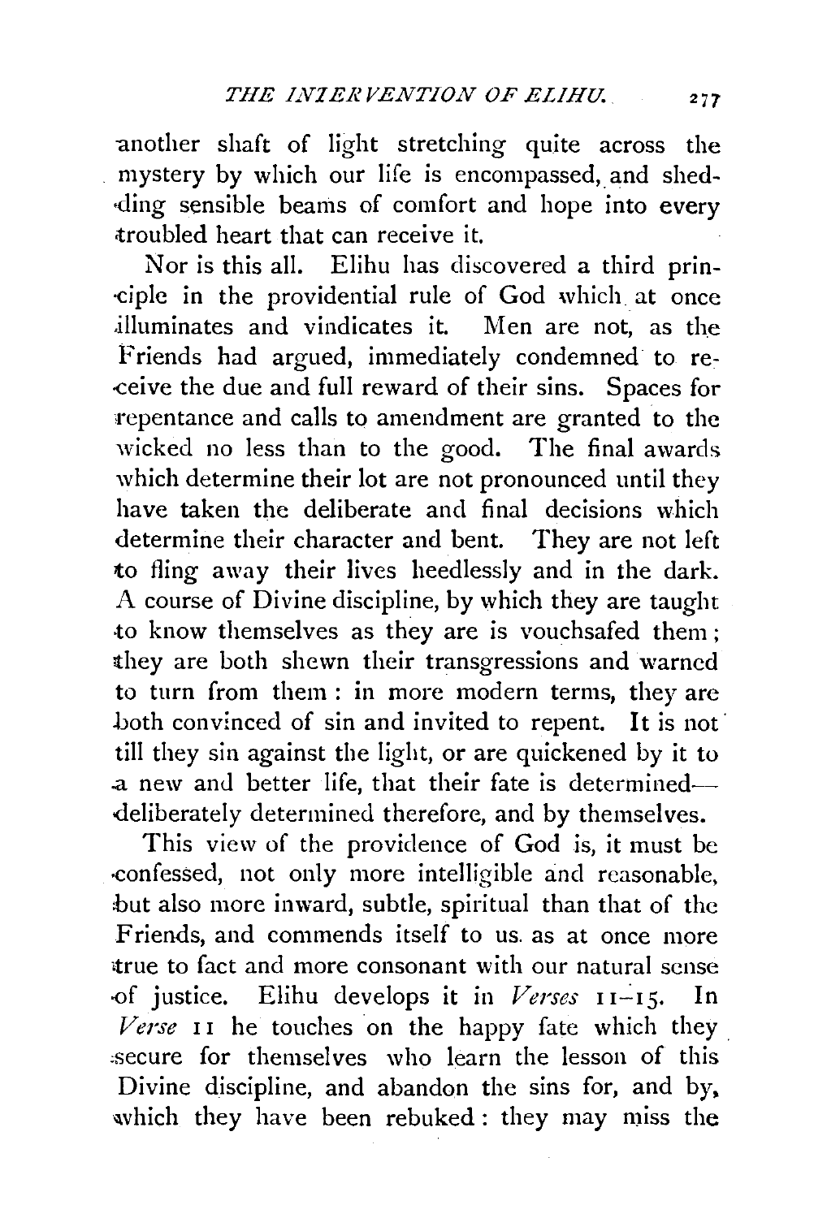another shaft of light stretching quite across the mystery by which our life is encompassed, and shedding sensible beams of comfort and hope into every troubled heart that can receive it.

Nor is this all. Elihu has discovered a third principle in the providential rule of God which at once illuminates and vindicates it. Men are not, as the Friends had argued, immediately condemned to receive the due and full reward of their sins. Spaces for repentance and calls to amendment are granted to the wicked no less than to the good. The final awards which determine their lot are not pronounced until they have taken the deliberate and final decisions which determine their character and bent. They are not left to fling away their lives heedlessly and in the dark. A course of Divine discipline, by which they are taught to know themselves as they are is vouchsafed them; they are both shewn their transgressions and warned to turn from them: in more modern terms, they are both convinced of sin and invited to repent. It is not till they sin against the light, or are quickened by it to a new and better life, that their fate is determined—deliberately determined therefore, and by themselves.

This view of the providence of God is, it must be confessed, not only more intelligible and reasonable, but also more inward, subtle, spiritual than that of the Friends, and commends itself to us as at once more true to fact and more consonant with our natural sense of justice. Elihu develops it in *Verses* 11–15. In *Verse* 11 he touches on the happy fate which they secure for themselves who learn the lesson of this Divine discipline, and abandon the sins for, and by, which they have been rebuked: they may miss the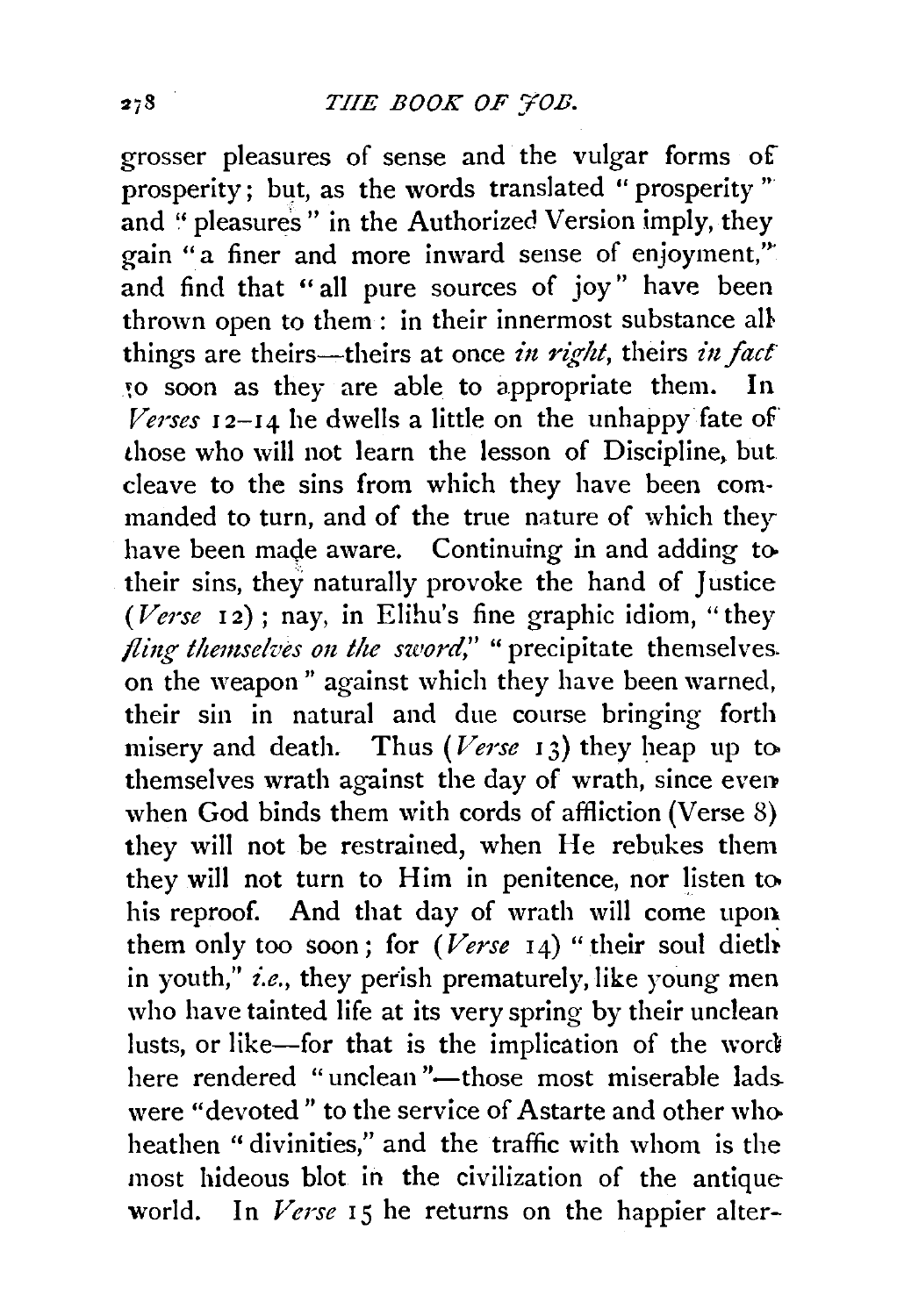grosser pleasures of sense and the vulgar forms of prosperity; but, as the words translated "prosperity" and "pleasures" in the Authorized Version imply, they gain "a finer and more inward sense of enjoyment," and find that "all pure sources of joy" have been thrown open to them: in their innermost substance all things are theirs—theirs at once *in right*, theirs *in fact* so soon as they are able to appropriate them. In *Verses* 12–14 he dwells a little on the unhappy fate of those who will not learn the lesson of Discipline, but cleave to the sins from which they have been commanded to turn, and of the true nature of which they have been made aware. Continuing in and adding to their sins, they naturally provoke the hand of Justice (*Verse* 12); nay, in Elihu's fine graphic idiom, "they *fling themselves on the sword*," "precipitate themselves on the weapon" against which they have been warned, their sin in natural and due course bringing forth misery and death. Thus (*Verse* 13) they heap up to themselves wrath against the day of wrath, since even when God binds them with cords of affliction (Verse 8) they will not be restrained, when He rebukes them they will not turn to Him in penitence, nor listen to his reproof. And that day of wrath will come upon them only too soon; for (*Verse* 14) "their soul dieth in youth," *i.e.*, they perish prematurely, like young men who have tainted life at its very spring by their unclean lusts, or like—for that is the implication of the word here rendered "unclean"—those most miserable lads were "devoted" to the service of Astarte and other who heathen "divinities," and the traffic with whom is the most hideous blot in the civilization of the antique world. In *Verse* 15 he returns on the happier alter-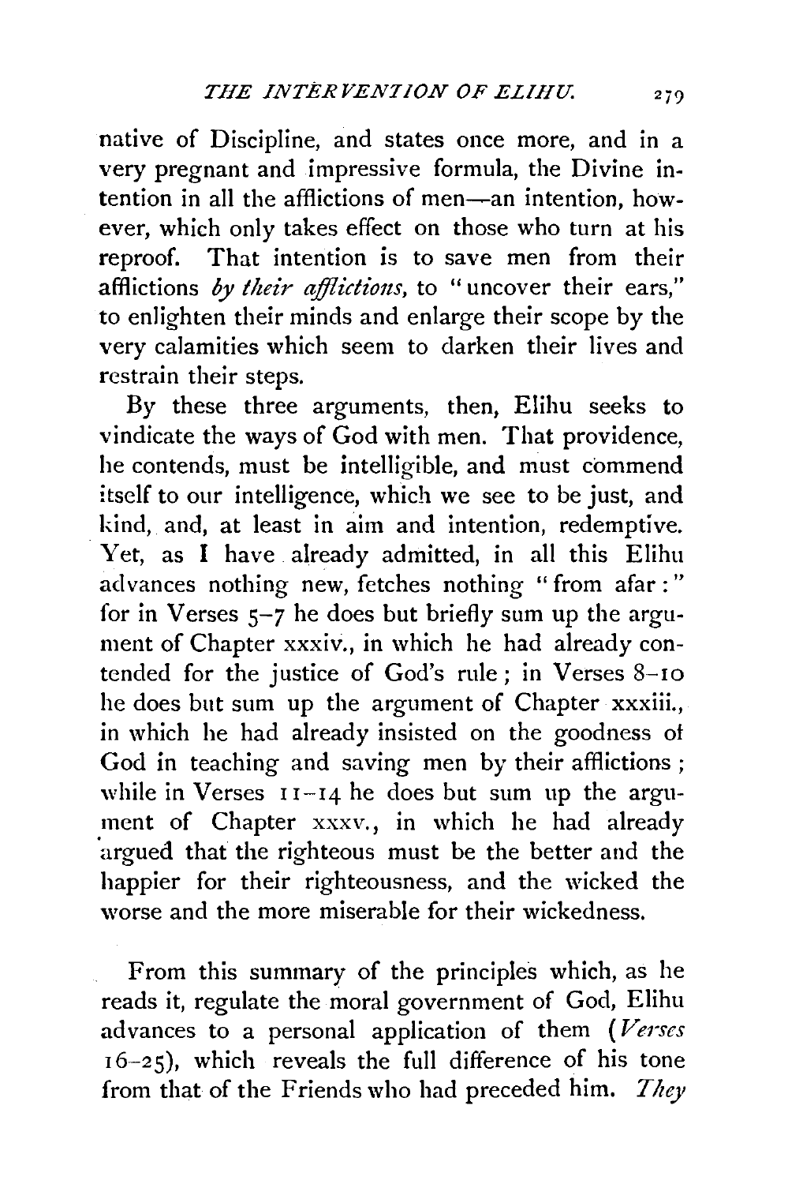native of Discipline, and states once more, and in a very pregnant and impressive formula, the Divine intention in all the afflictions of men—an intention, however, which only takes effect on those who turn at his reproof. That intention is to save men from their afflictions *by their afflictions*, to "uncover their ears," to enlighten their minds and enlarge their scope by the very calamities which seem to darken their lives and restrain their steps.

By these three arguments, then, Elihu seeks to vindicate the ways of God with men. That providence, he contends, must be intelligible, and must commend itself to our intelligence, which we see to be just, and kind, and, at least in aim and intention, redemptive. Yet, as I have already admitted, in all this Elihu advances nothing new, fetches nothing "from afar:" for in Verses 5–7 he does but briefly sum up the argument of Chapter xxxiv., in which he had already contended for the justice of God's rule; in Verses 8–10 he does but sum up the argument of Chapter xxxiii., in which he had already insisted on the goodness of God in teaching and saving men by their afflictions; while in Verses 11–14 he does but sum up the argument of Chapter xxxv., in which he had already argued that the righteous must be the better and the happier for their righteousness, and the wicked the worse and the more miserable for their wickedness.

From this summary of the principles which, as he reads it, regulate the moral government of God, Elihu advances to a personal application of them (*Verses* 16–25), which reveals the full difference of his tone from that of the Friends who had preceded him. *They*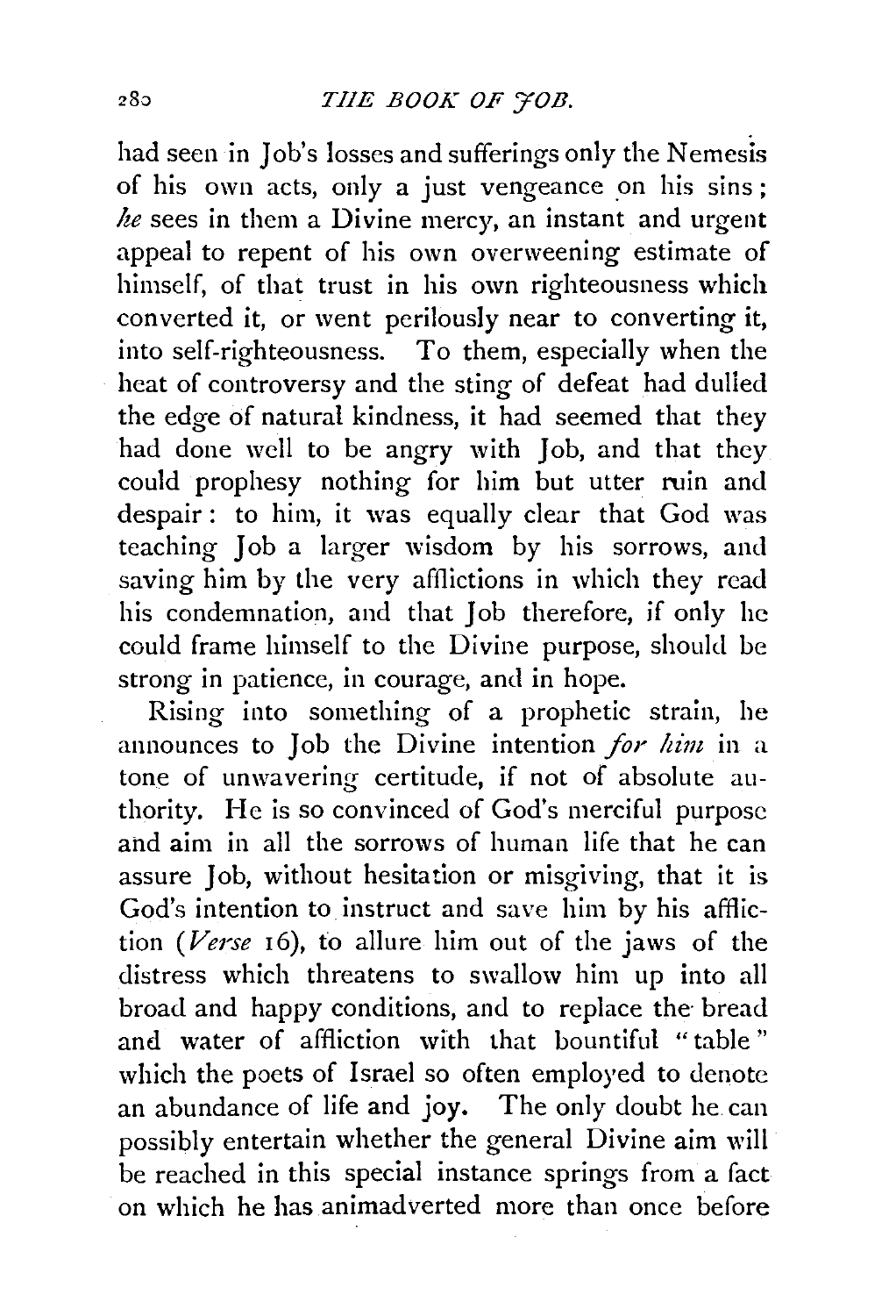had seen in Job's losses and sufferings only the Nemesis of his own acts, only a just vengeance on his sins; *he* sees in them a Divine mercy, an instant and urgent appeal to repent of his own overweening estimate of himself, of that trust in his own righteousness which converted it, or went perilously near to converting it, into self-righteousness. To them, especially when the heat of controversy and the sting of defeat had dulled the edge of natural kindness, it had seemed that they had done well to be angry with Job, and that they could prophesy nothing for him but utter ruin and despair: to him, it was equally clear that God was teaching Job a larger wisdom by his sorrows, and saving him by the very afflictions in which they read his condemnation, and that Job therefore, if only he could frame himself to the Divine purpose, should be strong in patience, in courage, and in hope.

Rising into something of a prophetic strain, he announces to Job the Divine intention *for him* in a tone of unwavering certitude, if not of absolute authority. He is so convinced of God's merciful purpose and aim in all the sorrows of human life that he can assure Job, without hesitation or misgiving, that it is God's intention to instruct and save him by his affliction (*Verse* 16), to allure him out of the jaws of the distress which threatens to swallow him up into all broad and happy conditions, and to replace the bread and water of affliction with that bountiful "table" which the poets of Israel so often employed to denote an abundance of life and joy. The only doubt he can possibly entertain whether the general Divine aim will be reached in this special instance springs from a fact on which he has animadverted more than once before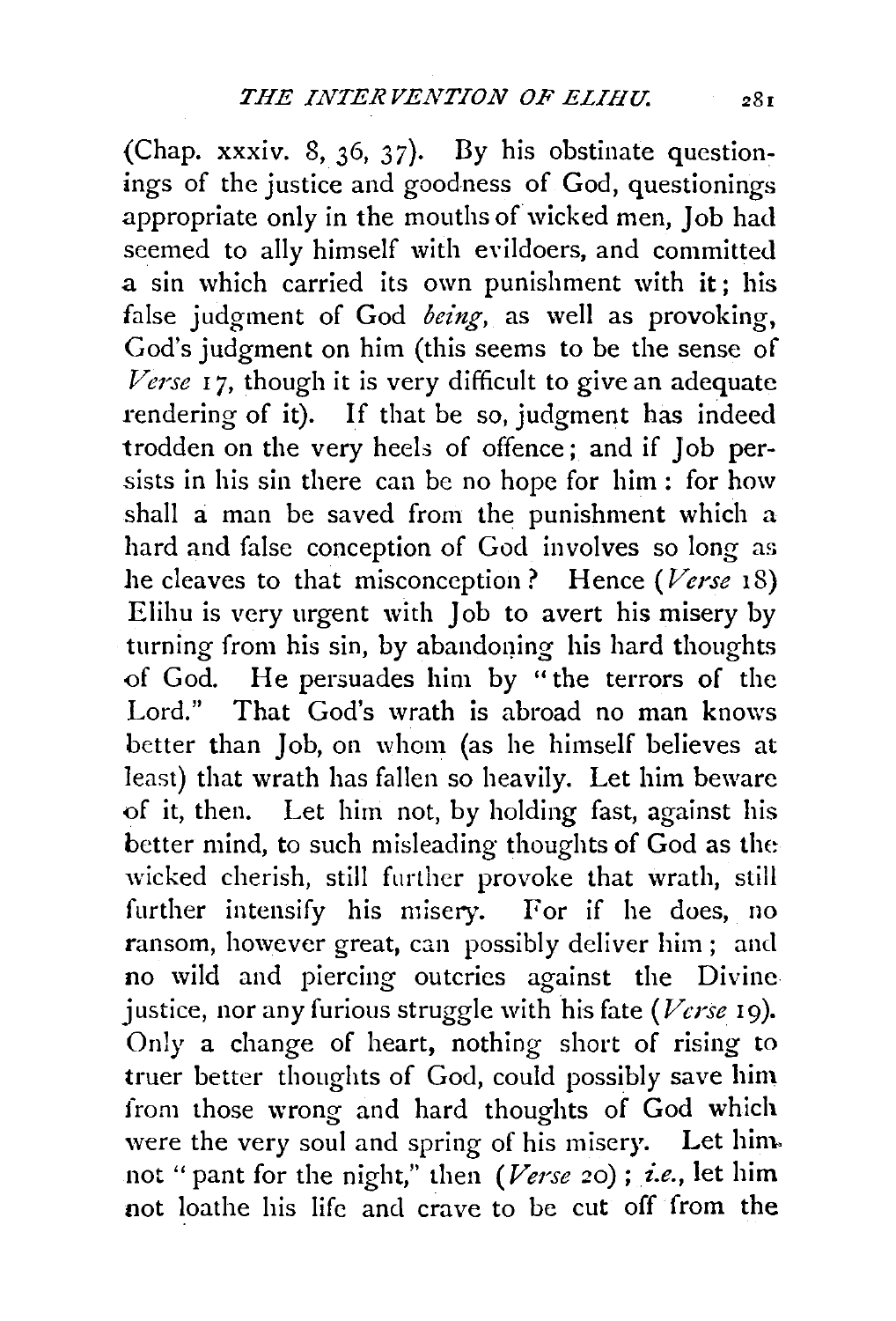(Chap. xxxiv. 8, 36, 37). By his obstinate questionings of the justice and goodness of God, questionings appropriate only in the mouths of wicked men, Job had seemed to ally himself with evildoers, and committed a sin which carried its own punishment with it; his false judgment of God *being*, as well as provoking, God's judgment on him (this seems to be the sense of *Verse* 17, though it is very difficult to give an adequate rendering of it). If that be so, judgment has indeed trodden on the very heels of offence; and if Job persists in his sin there can be no hope for him: for how shall a man be saved from the punishment which a hard and false conception of God involves so long as he cleaves to that misconception? Hence (*Verse* 18) Elihu is very urgent with Job to avert his misery by turning from his sin, by abandoning his hard thoughts of God. He persuades him by "the terrors of the Lord." That God's wrath is abroad no man knows better than Job, on whom (as he himself believes at least) that wrath has fallen so heavily. Let him beware of it, then. Let him not, by holding fast, against his better mind, to such misleading thoughts of God as the wicked cherish, still further provoke that wrath, still further intensify his misery. For if he does, no ransom, however great, can possibly deliver him; and no wild and piercing outcries against the Divine justice, nor any furious struggle with his fate (*Verse* 19). Only a change of heart, nothing short of rising to truer better thoughts of God, could possibly save him from those wrong and hard thoughts of God which were the very soul and spring of his misery. Let him not "pant for the night," then (*Verse* 20); *i.e.*, let him not loathe his life and crave to be cut off from the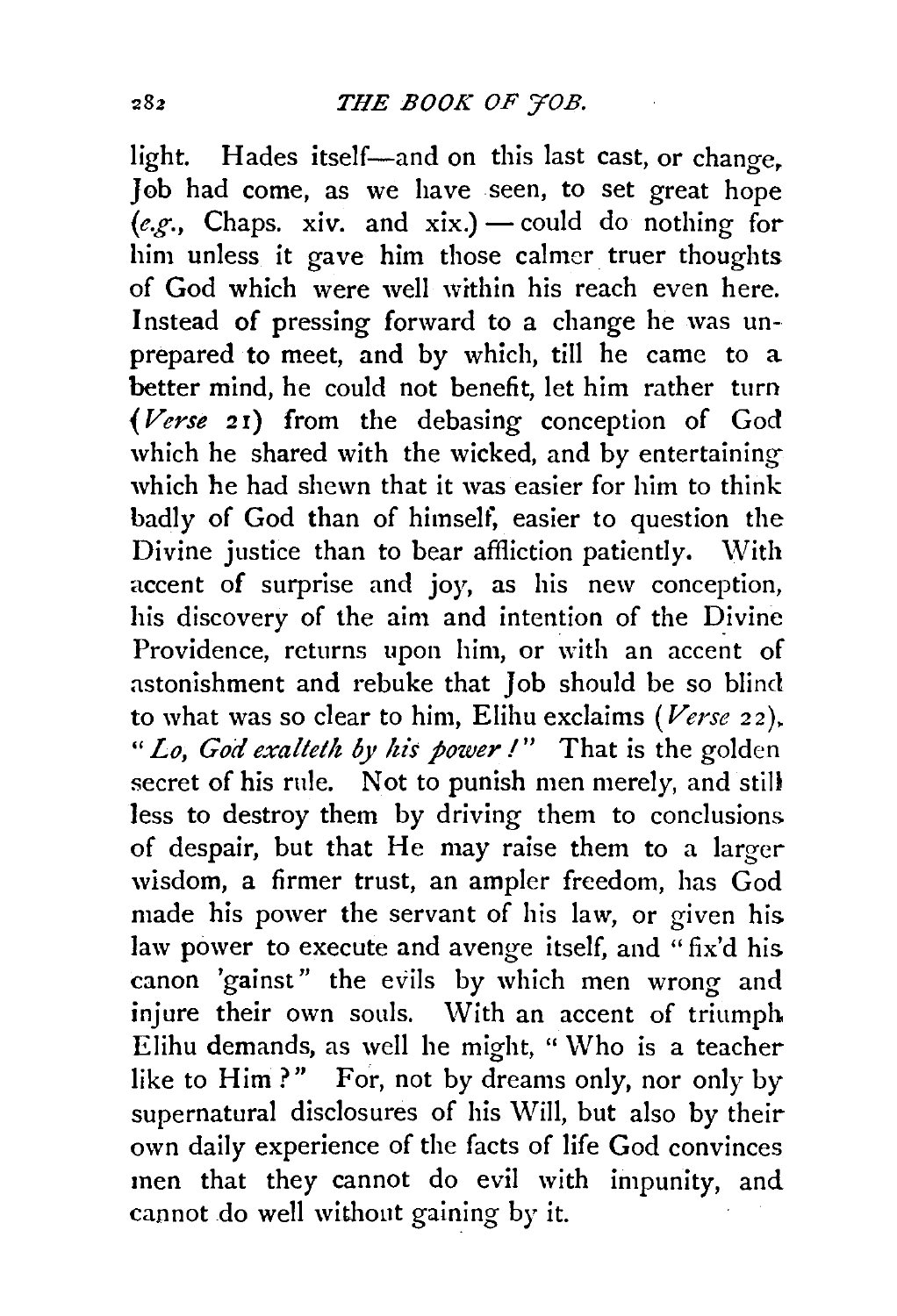light. Hades itself—and on this last cast, or change, Job had come, as we have seen, to set great hope (*e.g.*, Chaps. xiv. and xix.) — could do nothing for him unless it gave him those calmer truer thoughts of God which were well within his reach even here. Instead of pressing forward to a change he was unprepared to meet, and by which, till he came to a better mind, he could not benefit, let him rather turn (*Verse* 21) from the debasing conception of God which he shared with the wicked, and by entertaining which he had shewn that it was easier for him to think badly of God than of himself, easier to question the Divine justice than to bear affliction patiently. With accent of surprise and joy, as his new conception, his discovery of the aim and intention of the Divine Providence, returns upon him, or with an accent of astonishment and rebuke that Job should be so blind to what was so clear to him, Elihu exclaims (*Verse* 22). "*Lo, God exalteth by his power!*" That is the golden secret of his rule. Not to punish men merely, and still less to destroy them by driving them to conclusions of despair, but that He may raise them to a larger wisdom, a firmer trust, an ampler freedom, has God made his power the servant of his law, or given his law power to execute and avenge itself, and "fix'd his canon 'gainst" the evils by which men wrong and injure their own souls. With an accent of triumph Elihu demands, as well he might, "Who is a teacher like to Him?" For, not by dreams only, nor only by supernatural disclosures of his Will, but also by their own daily experience of the facts of life God convinces men that they cannot do evil with impunity, and cannot do well without gaining by it.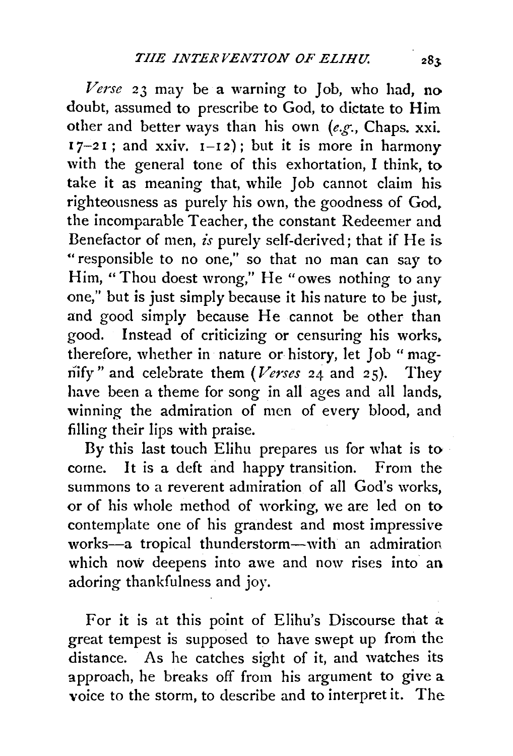*Verse* 23 may be a warning to Job, who had, no doubt, assumed to prescribe to God, to dictate to Him other and better ways than his own (*e.g.*, Chaps. xxi. 17–21; and xxiv. 1–12); but it is more in harmony with the general tone of this exhortation, I think, to take it as meaning that, while Job cannot claim his righteousness as purely his own, the goodness of God, the incomparable Teacher, the constant Redeemer and Benefactor of men, *is* purely self-derived; that if He is "responsible to no one," so that no man can say to Him, "Thou doest wrong," He "owes nothing to any one," but is just simply because it his nature to be just, and good simply because He cannot be other than good. Instead of criticizing or censuring his works, therefore, whether in nature or history, let Job "magnify" and celebrate them (*Verses* 24 and 25). They have been a theme for song in all ages and all lands, winning the admiration of men of every blood, and filling their lips with praise.

By this last touch Elihu prepares us for what is to come. It is a deft and happy transition. From the summons to a reverent admiration of all God's works, or of his whole method of working, we are led on to contemplate one of his grandest and most impressive works—a tropical thunderstorm—with an admiration which now deepens into awe and now rises into an adoring thankfulness and joy.

For it is at this point of Elihu's Discourse that a great tempest is supposed to have swept up from the distance. As he catches sight of it, and watches its approach, he breaks off from his argument to give a voice to the storm, to describe and to interpret it. The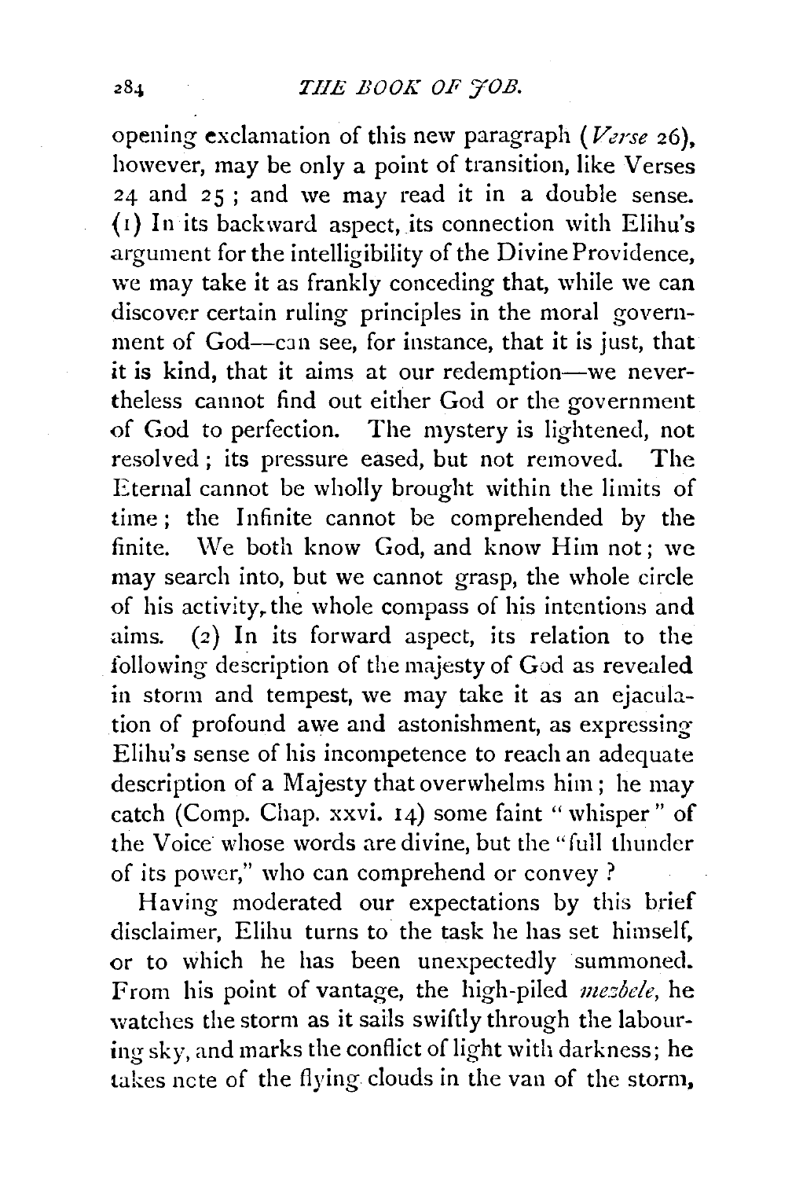opening exclamation of this new paragraph (*Verse* 26), however, may be only a point of transition, like Verses 24 and 25; and we may read it in a double sense. (1) In its backward aspect, its connection with Elihu's argument for the intelligibility of the Divine Providence, we may take it as frankly conceding that, while we can discover certain ruling principles in the moral government of God—can see, for instance, that it is just, that it is kind, that it aims at our redemption—we nevertheless cannot find out either God or the government of God to perfection. The mystery is lightened, not resolved; its pressure eased, but not removed. The Eternal cannot be wholly brought within the limits of time; the Infinite cannot be comprehended by the finite. We both know God, and know Him not; we may search into, but we cannot grasp, the whole circle of his activity, the whole compass of his intentions and aims. (2) In its forward aspect, its relation to the following description of the majesty of God as revealed in storm and tempest, we may take it as an ejaculation of profound awe and astonishment, as expressing Elihu's sense of his incompetence to reach an adequate description of a Majesty that overwhelms him; he may catch (Comp. Chap. xxvi. 14) some faint "whisper" of the Voice whose words are divine, but the "full thunder of its power," who can comprehend or convey?

Having moderated our expectations by this brief disclaimer, Elihu turns to the task he has set himself, or to which he has been unexpectedly summoned. From his point of vantage, the high-piled *mezbele*, he watches the storm as it sails swiftly through the labouring sky, and marks the conflict of light with darkness; he takes note of the flying clouds in the van of the storm,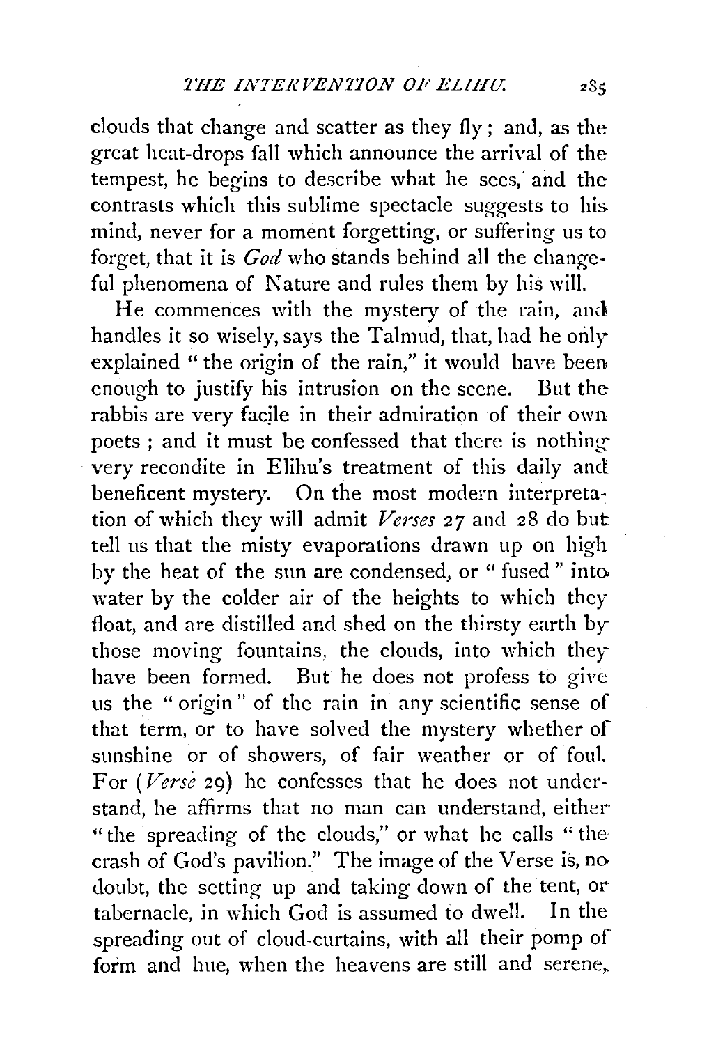clouds that change and scatter as they fly; and, as the great heat-drops fall which announce the arrival of the tempest, he begins to describe what he sees, and the contrasts which this sublime spectacle suggests to his mind, never for a moment forgetting, or suffering us to forget, that it is *God* who stands behind all the changeful phenomena of Nature and rules them by his will.

He commences with the mystery of the rain, and handles it so wisely, says the Talmud, that, had he only explained "the origin of the rain," it would have been enough to justify his intrusion on the scene. But the rabbis are very facile in their admiration of their own poets; and it must be confessed that there is nothing very recondite in Elihu's treatment of this daily and beneficent mystery. On the most modern interpretation of which they will admit *Verses* 27 and 28 do but tell us that the misty evaporations drawn up on high by the heat of the sun are condensed, or "fused" into water by the colder air of the heights to which they float, and are distilled and shed on the thirsty earth by those moving fountains, the clouds, into which they have been formed. But he does not profess to give us the "origin" of the rain in any scientific sense of that term, or to have solved the mystery whether of sunshine or of showers, of fair weather or of foul. For (*Verse* 29) he confesses that he does not understand, he affirms that no man can understand, either "the spreading of the clouds," or what he calls "the crash of God's pavilion." The image of the Verse is, no doubt, the setting up and taking down of the tent, or tabernacle, in which God is assumed to dwell. In the spreading out of cloud-curtains, with all their pomp of form and hue, when the heavens are still and serene,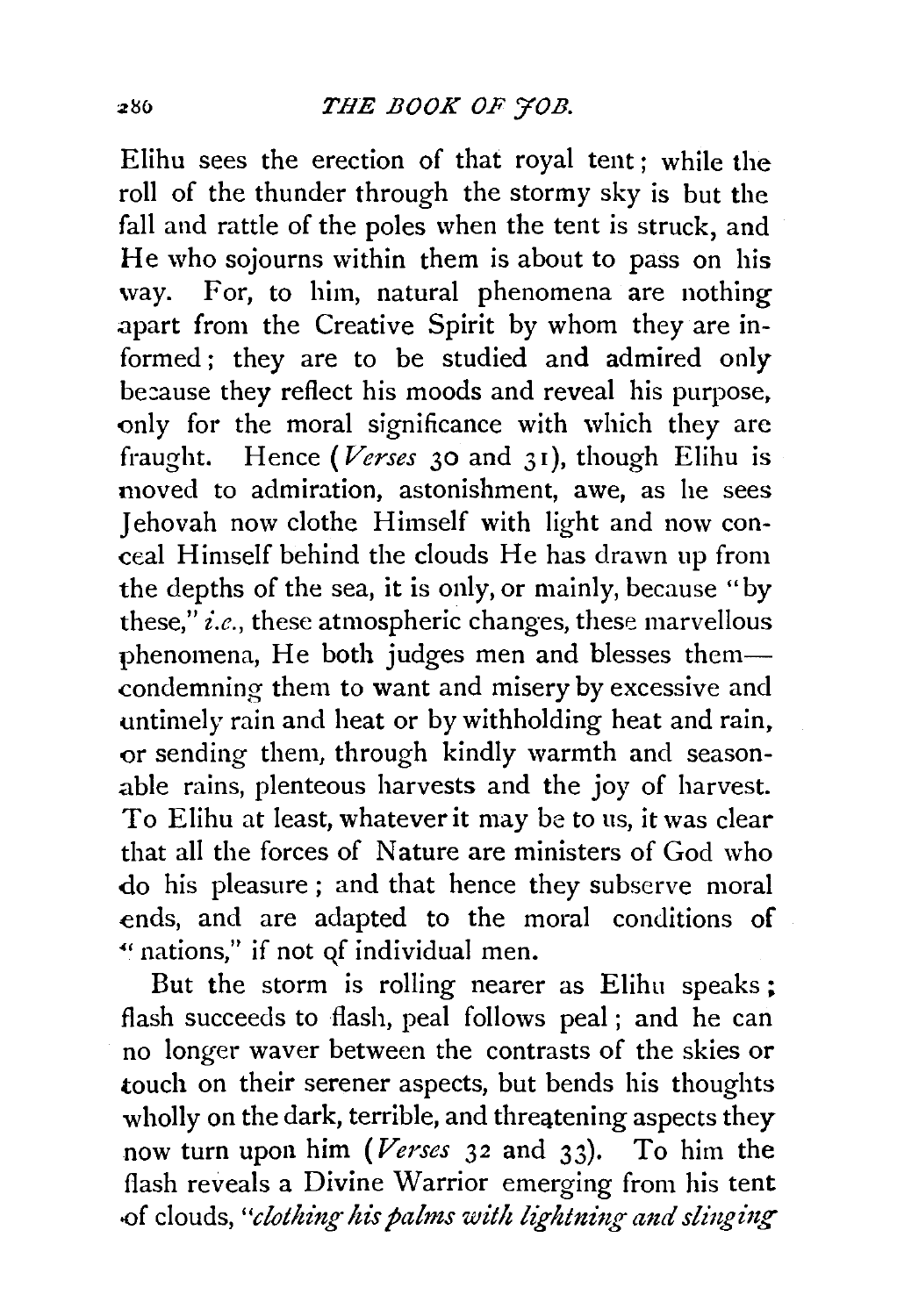Elihu sees the erection of that royal tent; while the roll of the thunder through the stormy sky is but the fall and rattle of the poles when the tent is struck, and He who sojourns within them is about to pass on his way. For, to him, natural phenomena are nothing apart from the Creative Spirit by whom they are informed; they are to be studied and admired only because they reflect his moods and reveal his purpose, only for the moral significance with which they are fraught. Hence (*Verses* 30 and 31), though Elihu is moved to admiration, astonishment, awe, as he sees Jehovah now clothe Himself with light and now conceal Himself behind the clouds He has drawn up from the depths of the sea, it is only, or mainly, because "by these," *i.e.*, these atmospheric changes, these marvellous phenomena, He both judges men and blesses them—condemning them to want and misery by excessive and untimely rain and heat or by withholding heat and rain, or sending them, through kindly warmth and seasonable rains, plenteous harvests and the joy of harvest. To Elihu at least, whatever it may be to us, it was clear that all the forces of Nature are ministers of God who do his pleasure; and that hence they subserve moral ends, and are adapted to the moral conditions of "nations," if not of individual men.

But the storm is rolling nearer as Elihu speaks; flash succeeds to flash, peal follows peal; and he can no longer waver between the contrasts of the skies or touch on their serener aspects, but bends his thoughts wholly on the dark, terrible, and threatening aspects they now turn upon him (*Verses* 32 and 33). To him the flash reveals a Divine Warrior emerging from his tent of clouds, "*clothing his palms with lightning and slinging*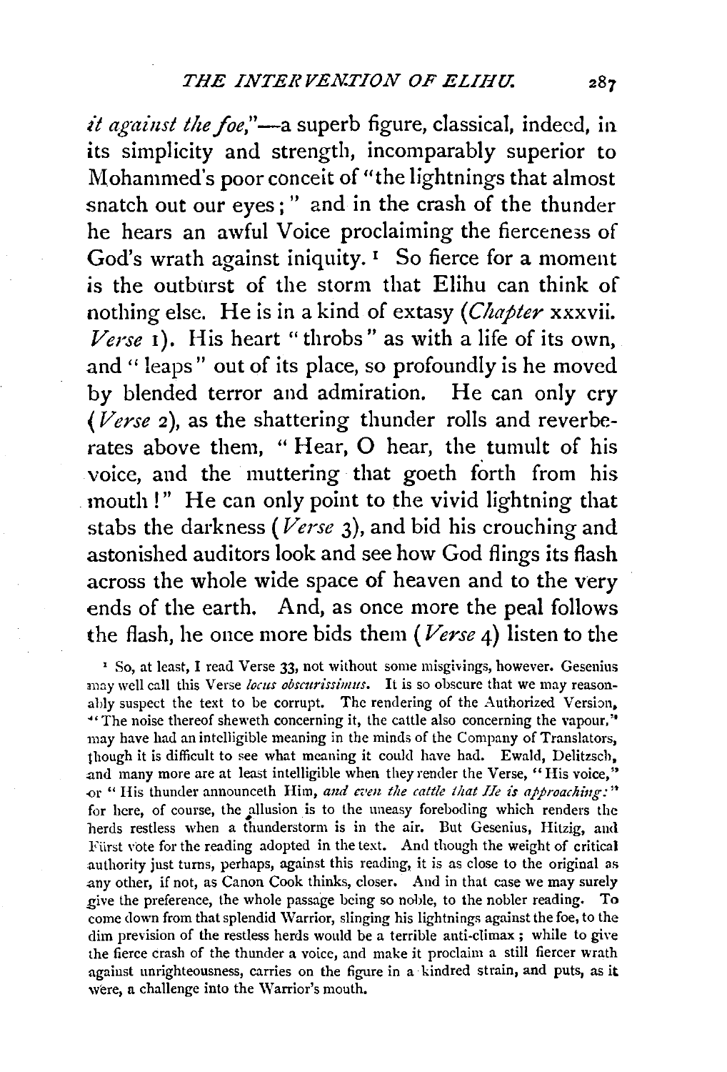*it against the foe,"*—a superb figure, classical, indeed, in its simplicity and strength, incomparably superior to Mohammed's poor conceit of "the lightnings that almost snatch out our eyes;" and in the crash of the thunder he hears an awful Voice proclaiming the fierceness of God's wrath against iniquity.[1] So fierce for a moment is the outburst of the storm that Elihu can think of nothing else. He is in a kind of extasy (*Chapter* xxxvii. *Verse* 1). His heart "throbs" as with a life of its own, and "leaps" out of its place, so profoundly is he moved by blended terror and admiration. He can only cry (*Verse* 2), as the shattering thunder rolls and reverberates above them, "Hear, O hear, the tumult of his voice, and the muttering that goeth forth from his mouth!" He can only point to the vivid lightning that stabs the darkness (*Verse* 3), and bid his crouching and astonished auditors look and see how God flings its flash across the whole wide space of heaven and to the very ends of the earth. And, as once more the peal follows the flash, he once more bids them (*Verse* 4) listen to the

[1] So, at least, I read Verse 33, not without some misgivings, however. Gesenius may well call this Verse *locus obscurissimus*. It is so obscure that we may reasonably suspect the text to be corrupt. The rendering of the Authorized Version, "The noise thereof sheweth concerning it, the cattle also concerning the vapour," may have had an intelligible meaning in the minds of the Company of Translators, though it is difficult to see what meaning it could have had. Ewald, Delitzsch, and many more are at least intelligible when they render the Verse, "His voice," or "His thunder announceth Him, *and even the cattle that He is approaching:*" for here, of course, the allusion is to the uneasy foreboding which renders the herds restless when a thunderstorm is in the air. But Gesenius, Hitzig, and Fürst vote for the reading adopted in the text. And though the weight of critical authority just turns, perhaps, against this reading, it is as close to the original as any other, if not, as Canon Cook thinks, closer. And in that case we may surely give the preference, the whole passage being so noble, to the nobler reading. To come down from that splendid Warrior, slinging his lightnings against the foe, to the dim prevision of the restless herds would be a terrible anti-climax; while to give the fierce crash of the thunder a voice, and make it proclaim a still fiercer wrath against unrighteousness, carries on the figure in a kindred strain, and puts, as it were, a challenge into the Warrior's mouth.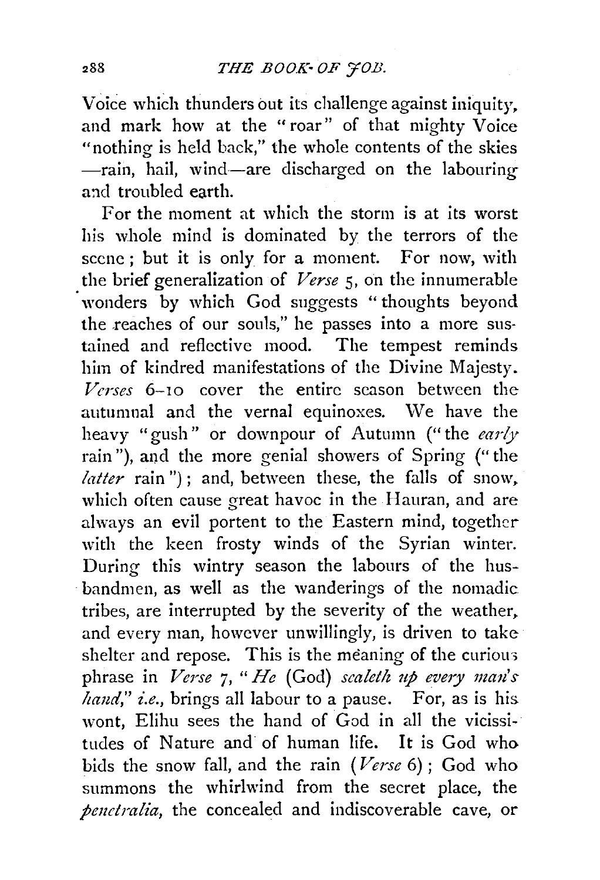Voice which thunders out its challenge against iniquity, and mark how at the "roar" of that mighty Voice "nothing is held back," the whole contents of the skies —rain, hail, wind—are discharged on the labouring and troubled earth.

For the moment at which the storm is at its worst his whole mind is dominated by the terrors of the scene; but it is only for a moment. For now, with the brief generalization of *Verse* 5, on the innumerable wonders by which God suggests "thoughts beyond the reaches of our souls," he passes into a more sustained and reflective mood. The tempest reminds him of kindred manifestations of the Divine Majesty. *Verses* 6–10 cover the entire season between the autumnal and the vernal equinoxes. We have the heavy "gush" or downpour of Autumn ("the *early* rain"), and the more genial showers of Spring ("the *latter* rain"); and, between these, the falls of snow, which often cause great havoc in the Hauran, and are always an evil portent to the Eastern mind, together with the keen frosty winds of the Syrian winter. During this wintry season the labours of the husbandmen, as well as the wanderings of the nomadic tribes, are interrupted by the severity of the weather, and every man, however unwillingly, is driven to take shelter and repose. This is the meaning of the curious phrase in *Verse* 7, "*He* (God) *sealeth up every man's hand*," *i.e.*, brings all labour to a pause. For, as is his wont, Elihu sees the hand of God in all the vicissitudes of Nature and of human life. It is God who bids the snow fall, and the rain (*Verse* 6); God who summons the whirlwind from the secret place, the *penetralia*, the concealed and indiscoverable cave, or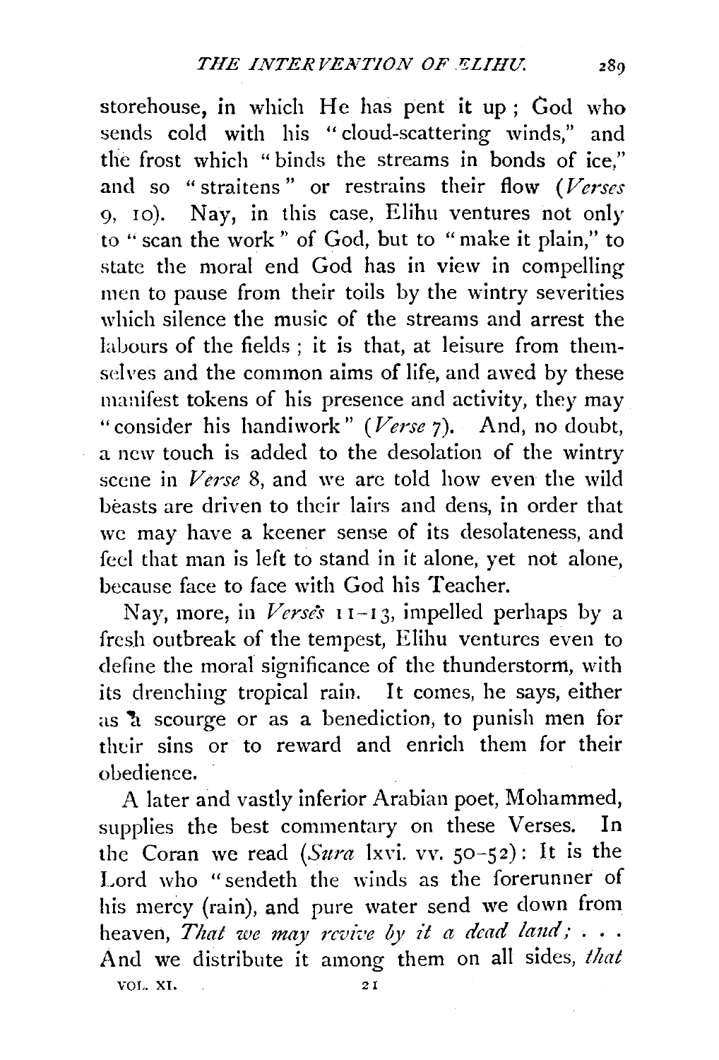storehouse, in which He has pent it up; God who sends cold with his "cloud-scattering winds," and the frost which "binds the streams in bonds of ice," and so "straitens" or restrains their flow (*Verses* 9, 10). Nay, in this case, Elihu ventures not only to "scan the work" of God, but to "make it plain," to state the moral end God has in view in compelling men to pause from their toils by the wintry severities which silence the music of the streams and arrest the labours of the fields; it is that, at leisure from themselves and the common aims of life, and awed by these manifest tokens of his presence and activity, they may "consider his handiwork" (*Verse* 7). And, no doubt, a new touch is added to the desolation of the wintry scene in *Verse* 8, and we are told how even the wild beasts are driven to their lairs and dens, in order that we may have a keener sense of its desolateness, and feel that man is left to stand in it alone, yet not alone, because face to face with God his Teacher.

Nay, more, in *Verses* 11–13, impelled perhaps by a fresh outbreak of the tempest, Elihu ventures even to define the moral significance of the thunderstorm, with its drenching tropical rain. It comes, he says, either as a scourge or as a benediction, to punish men for their sins or to reward and enrich them for their obedience.

A later and vastly inferior Arabian poet, Mohammed, supplies the best commentary on these Verses. In the Coran we read (*Sura* lxvi. vv. 50–52): It is the Lord who "sendeth the winds as the forerunner of his mercy (rain), and pure water send we down from heaven, *That we may revive by it a dead land;* . . . And we distribute it among them on all sides, *that*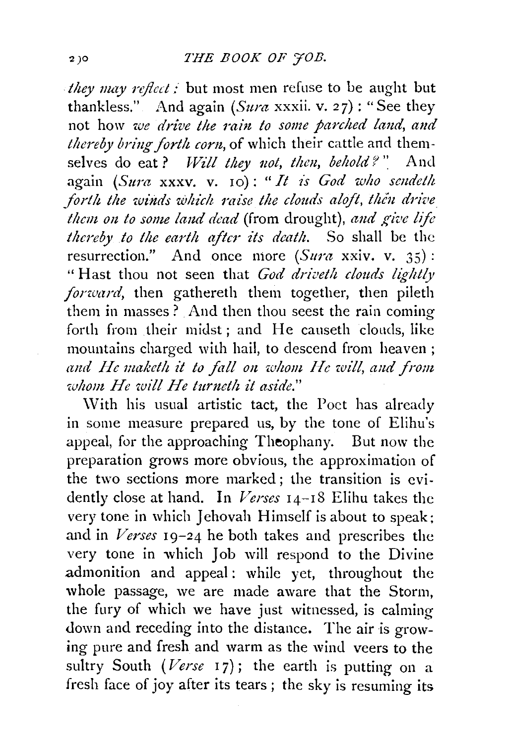*they may reflect:* but most men refuse to be aught but thankless." And again (*Sura* xxxii. v. 27): "See they not how *we drive the rain to some parched land, and thereby bring forth corn*, of which their cattle and themselves do eat? *Will they not, then, behold?*" And again (*Sura* xxxv. v. 10): "*It is God who sendeth forth the winds which raise the clouds aloft, then drive them on to some land dead* (from drought), *and give life thereby to the earth after its death.* So shall be the resurrection." And once more (*Sura* xxiv. v. 35): "Hast thou not seen that *God driveth clouds lightly forward*, then gathereth them together, then pileth them in masses? And then thou seest the rain coming forth from their midst; and He causeth clouds, like mountains charged with hail, to descend from heaven; *and He maketh it to fall on whom He will, and from whom He will He turneth it aside.*"

With his usual artistic tact, the Poet has already in some measure prepared us, by the tone of Elihu's appeal, for the approaching Theophany. But now the preparation grows more obvious, the approximation of the two sections more marked; the transition is evidently close at hand. In *Verses* 14–18 Elihu takes the very tone in which Jehovah Himself is about to speak; and in *Verses* 19–24 he both takes and prescribes the very tone in which Job will respond to the Divine admonition and appeal: while yet, throughout the whole passage, we are made aware that the Storm, the fury of which we have just witnessed, is calming down and receding into the distance. The air is growing pure and fresh and warm as the wind veers to the sultry South (*Verse* 17); the earth is putting on a fresh face of joy after its tears; the sky is resuming its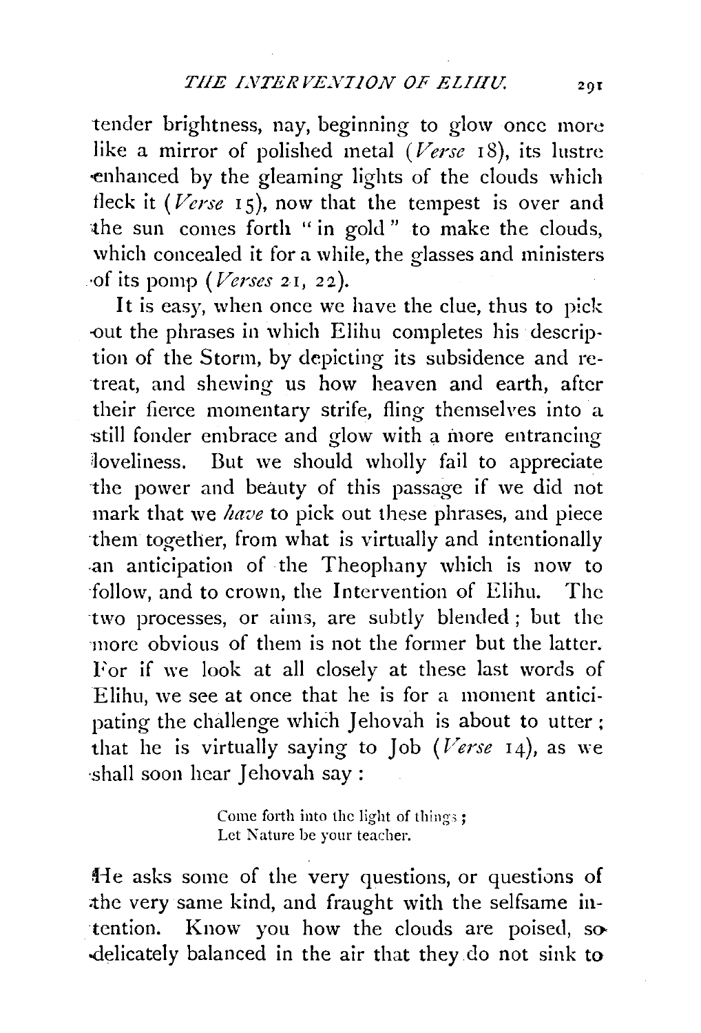tender brightness, nay, beginning to glow once more like a mirror of polished metal (*Verse* 18), its lustre enhanced by the gleaming lights of the clouds which fleck it (*Verse* 15), now that the tempest is over and the sun comes forth "in gold" to make the clouds, which concealed it for a while, the glasses and ministers of its pomp (*Verses* 21, 22).

It is easy, when once we have the clue, thus to pick out the phrases in which Elihu completes his description of the Storm, by depicting its subsidence and retreat, and shewing us how heaven and earth, after their fierce momentary strife, fling themselves into a still fonder embrace and glow with a more entrancing loveliness. But we should wholly fail to appreciate the power and beauty of this passage if we did not mark that we *have* to pick out these phrases, and piece them together, from what is virtually and intentionally an anticipation of the Theophany which is now to follow, and to crown, the Intervention of Elihu. The two processes, or aims, are subtly blended; but the more obvious of them is not the former but the latter. For if we look at all closely at these last words of Elihu, we see at once that he is for a moment anticipating the challenge which Jehovah is about to utter; that he is virtually saying to Job (*Verse* 14), as we shall soon hear Jehovah say:

> Come forth into the light of things;
> Let Nature be your teacher.

He asks some of the very questions, or questions of the very same kind, and fraught with the selfsame intention. Know you how the clouds are poised, so delicately balanced in the air that they do not sink to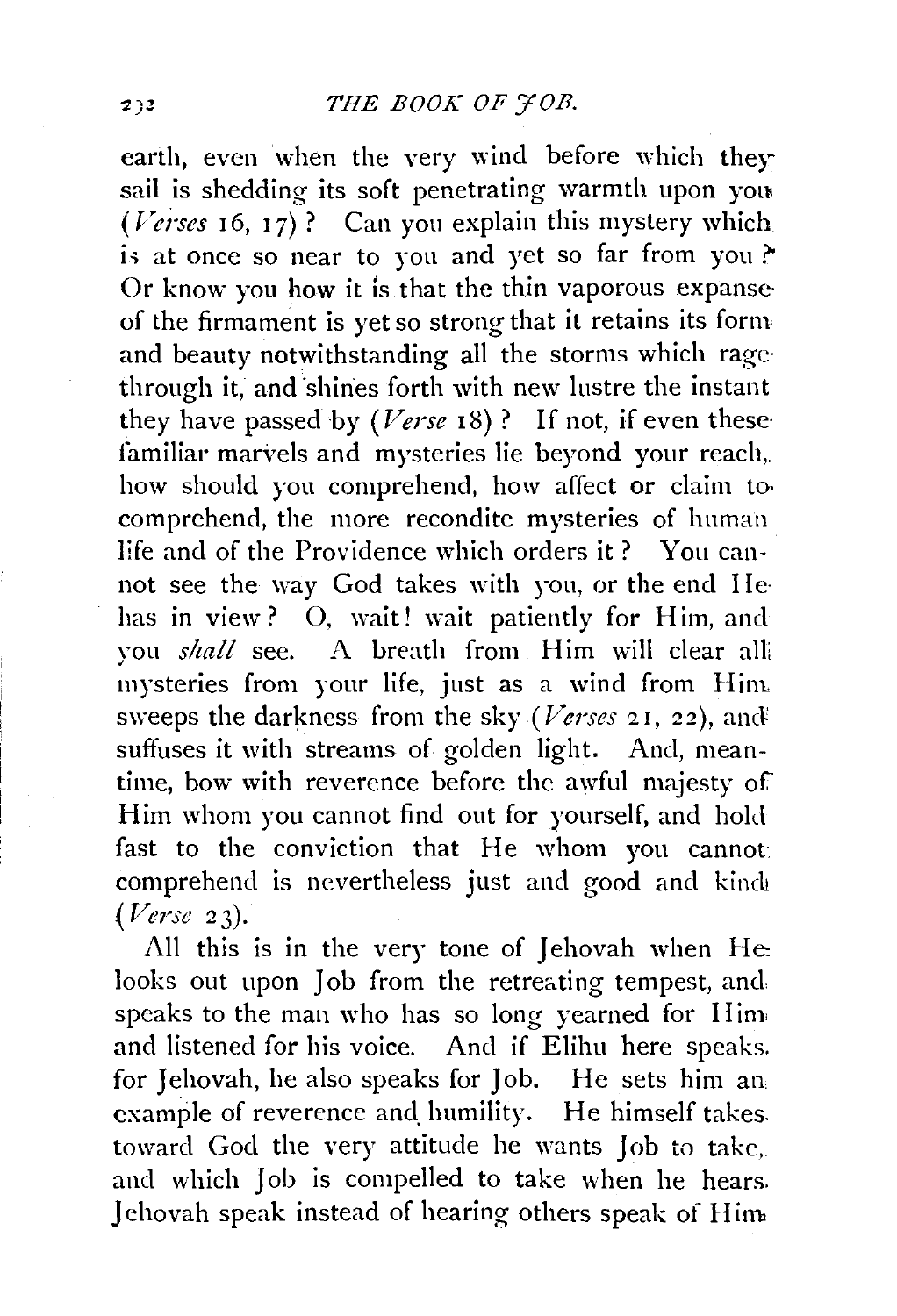earth, even when the very wind before which they sail is shedding its soft penetrating warmth upon you (*Verses* 16, 17)? Can you explain this mystery which is at once so near to you and yet so far from you? Or know you how it is that the thin vaporous expanse of the firmament is yet so strong that it retains its form and beauty notwithstanding all the storms which rage through it, and shines forth with new lustre the instant they have passed by (*Verse* 18)? If not, if even these familiar marvels and mysteries lie beyond your reach, how should you comprehend, how affect or claim to comprehend, the more recondite mysteries of human life and of the Providence which orders it? You cannot see the way God takes with you, or the end He has in view? O, wait! wait patiently for Him, and you *shall* see. A breath from Him will clear all mysteries from your life, just as a wind from Him sweeps the darkness from the sky (*Verses* 21, 22), and suffuses it with streams of golden light. And, meantime, bow with reverence before the awful majesty of Him whom you cannot find out for yourself, and hold fast to the conviction that He whom you cannot comprehend is nevertheless just and good and kind (*Verse* 23).

All this is in the very tone of Jehovah when He looks out upon Job from the retreating tempest, and speaks to the man who has so long yearned for Him and listened for his voice. And if Elihu here speaks for Jehovah, he also speaks for Job. He sets him an example of reverence and humility. He himself takes toward God the very attitude he wants Job to take, and which Job is compelled to take when he hears Jehovah speak instead of hearing others speak of Him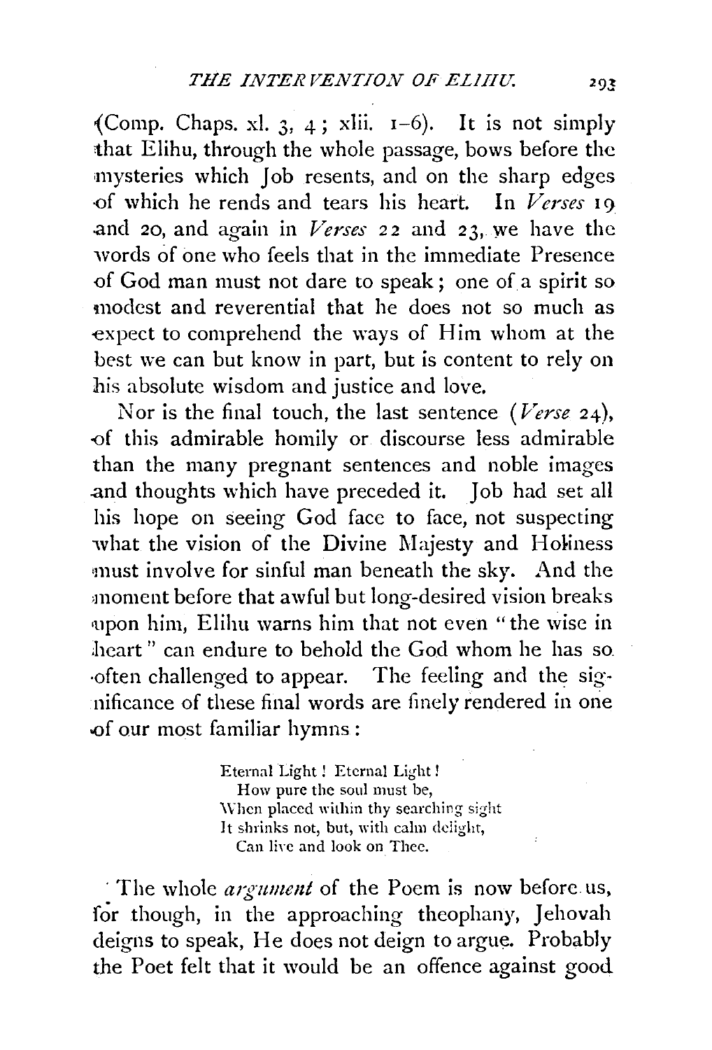(Comp. Chaps. xl. 3, 4; xlii. 1–6). It is not simply that Elihu, through the whole passage, bows before the mysteries which Job resents, and on the sharp edges of which he rends and tears his heart. In *Verses* 19 and 20, and again in *Verses* 22 and 23, we have the words of one who feels that in the immediate Presence of God man must not dare to speak; one of a spirit so modest and reverential that he does not so much as expect to comprehend the ways of Him whom at the best we can but know in part, but is content to rely on his absolute wisdom and justice and love.

Nor is the final touch, the last sentence (*Verse* 24), of this admirable homily or discourse less admirable than the many pregnant sentences and noble images and thoughts which have preceded it. Job had set all his hope on seeing God face to face, not suspecting what the vision of the Divine Majesty and Holiness must involve for sinful man beneath the sky. And the moment before that awful but long-desired vision breaks upon him, Elihu warns him that not even "the wise in heart" can endure to behold the God whom he has so often challenged to appear. The feeling and the significance of these final words are finely rendered in one of our most familiar hymns:

> Eternal Light! Eternal Light!
> How pure the soul must be,
> When placed within thy searching sight
> It shrinks not, but, with calm delight,
> Can live and look on Thee.

The whole *argument* of the Poem is now before us, for though, in the approaching theophany, Jehovah deigns to speak, He does not deign to argue. Probably the Poet felt that it would be an offence against good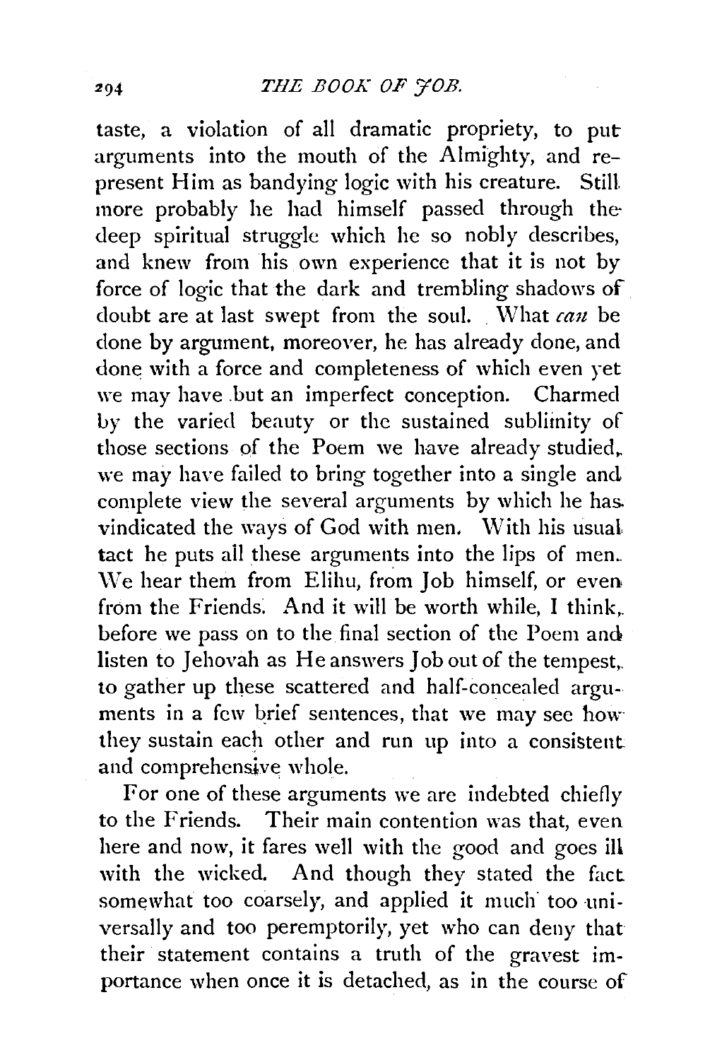taste, a violation of all dramatic propriety, to put arguments into the mouth of the Almighty, and represent Him as bandying logic with his creature. Still more probably he had himself passed through the deep spiritual struggle which he so nobly describes, and knew from his own experience that it is not by force of logic that the dark and trembling shadows of doubt are at last swept from the soul. What *can* be done by argument, moreover, he has already done, and done with a force and completeness of which even yet we may have but an imperfect conception. Charmed by the varied beauty or the sustained sublimity of those sections of the Poem we have already studied, we may have failed to bring together into a single and complete view the several arguments by which he has vindicated the ways of God with men. With his usual tact he puts all these arguments into the lips of men. We hear them from Elihu, from Job himself, or even from the Friends. And it will be worth while, I think, before we pass on to the final section of the Poem and listen to Jehovah as He answers Job out of the tempest, to gather up these scattered and half-concealed arguments in a few brief sentences, that we may see how they sustain each other and run up into a consistent and comprehensive whole.

For one of these arguments we are indebted chiefly to the Friends. Their main contention was that, even here and now, it fares well with the good and goes ill with the wicked. And though they stated the fact somewhat too coarsely, and applied it much too universally and too peremptorily, yet who can deny that their statement contains a truth of the gravest importance when once it is detached, as in the course of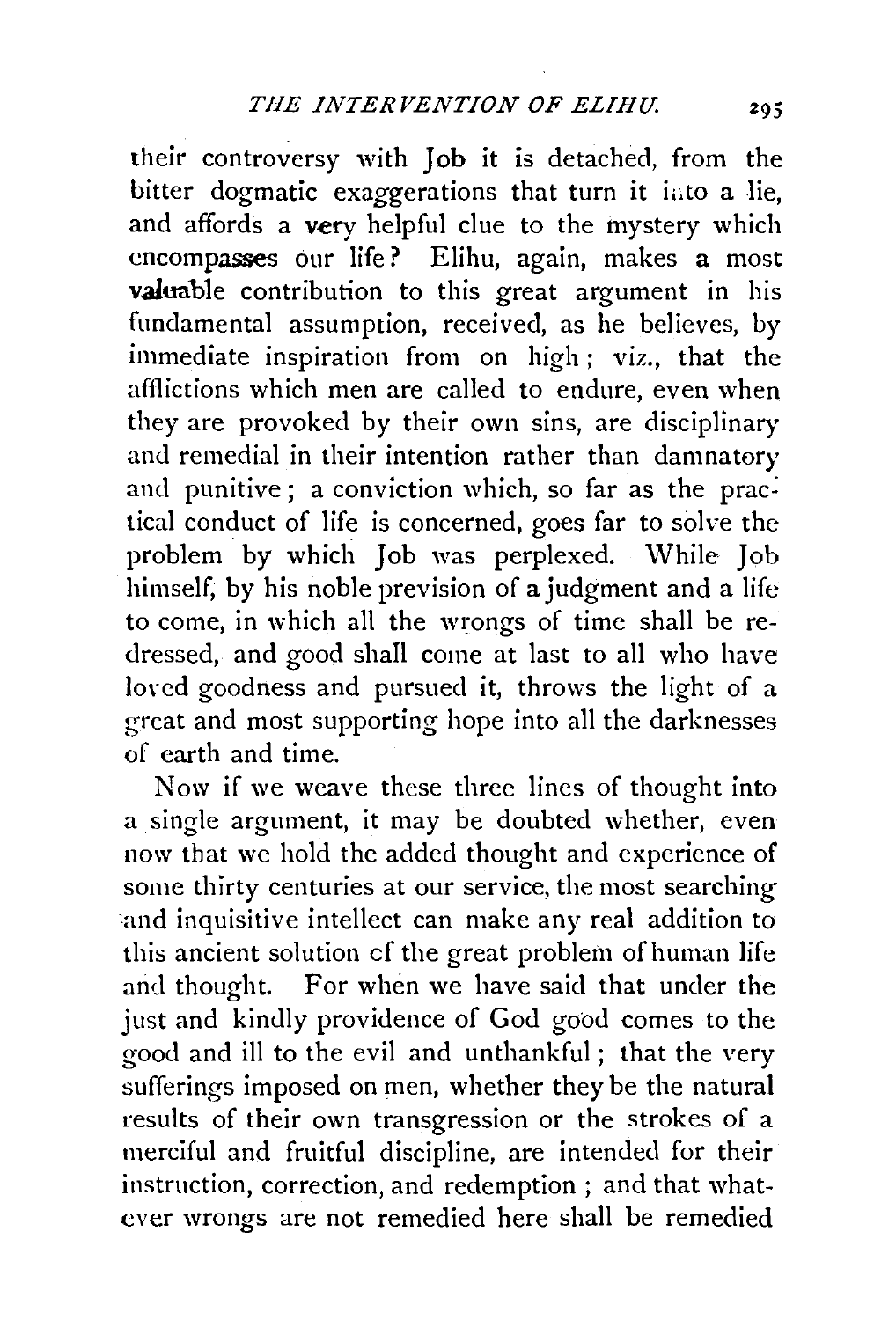their controversy with Job it is detached, from the bitter dogmatic exaggerations that turn it into a lie, and affords a very helpful clue to the mystery which encompasses our life? Elihu, again, makes a most valuable contribution to this great argument in his fundamental assumption, received, as he believes, by immediate inspiration from on high; viz., that the afflictions which men are called to endure, even when they are provoked by their own sins, are disciplinary and remedial in their intention rather than damnatory and punitive; a conviction which, so far as the practical conduct of life is concerned, goes far to solve the problem by which Job was perplexed. While Job himself, by his noble prevision of a judgment and a life to come, in which all the wrongs of time shall be redressed, and good shall come at last to all who have loved goodness and pursued it, throws the light of a great and most supporting hope into all the darknesses of earth and time.

Now if we weave these three lines of thought into a single argument, it may be doubted whether, even now that we hold the added thought and experience of some thirty centuries at our service, the most searching and inquisitive intellect can make any real addition to this ancient solution of the great problem of human life and thought. For when we have said that under the just and kindly providence of God good comes to the good and ill to the evil and unthankful; that the very sufferings imposed on men, whether they be the natural results of their own transgression or the strokes of a merciful and fruitful discipline, are intended for their instruction, correction, and redemption; and that whatever wrongs are not remedied here shall be remedied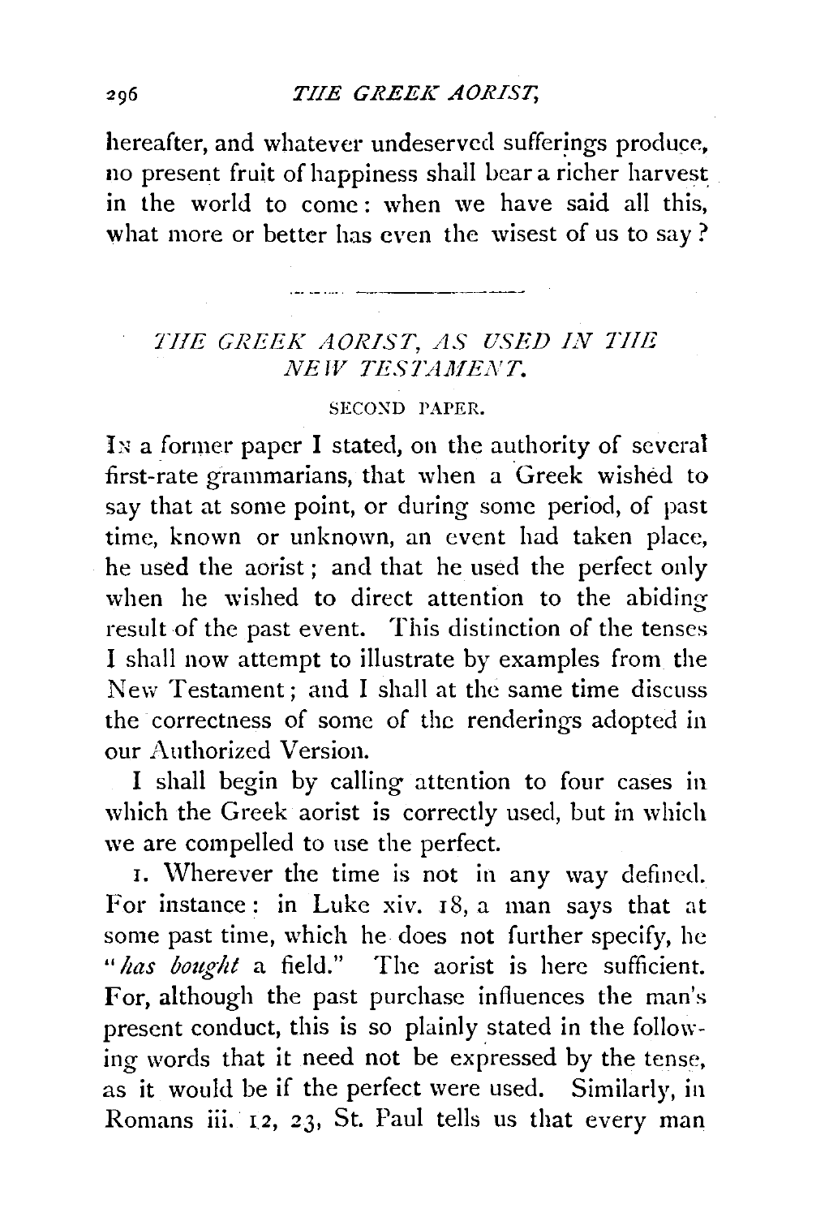hereafter, and whatever undeserved sufferings produce, no present fruit of happiness shall bear a richer harvest in the world to come: when we have said all this, what more or better has even the wisest of us to say?

---

## *THE GREEK AORIST, AS USED IN THE NEW TESTAMENT.*

### SECOND PAPER.

IN a former paper I stated, on the authority of several first-rate grammarians, that when a Greek wished to say that at some point, or during some period, of past time, known or unknown, an event had taken place, he used the aorist; and that he used the perfect only when he wished to direct attention to the abiding result of the past event. This distinction of the tenses I shall now attempt to illustrate by examples from the New Testament; and I shall at the same time discuss the correctness of some of the renderings adopted in our Authorized Version.

I shall begin by calling attention to four cases in which the Greek aorist is correctly used, but in which we are compelled to use the perfect.

1. Wherever the time is not in any way defined. For instance: in Luke xiv. 18, a man says that at some past time, which he does not further specify, he "*has bought* a field." The aorist is here sufficient. For, although the past purchase influences the man's present conduct, this is so plainly stated in the following words that it need not be expressed by the tense, as it would be if the perfect were used. Similarly, in Romans iii. 12, 23, St. Paul tells us that every man